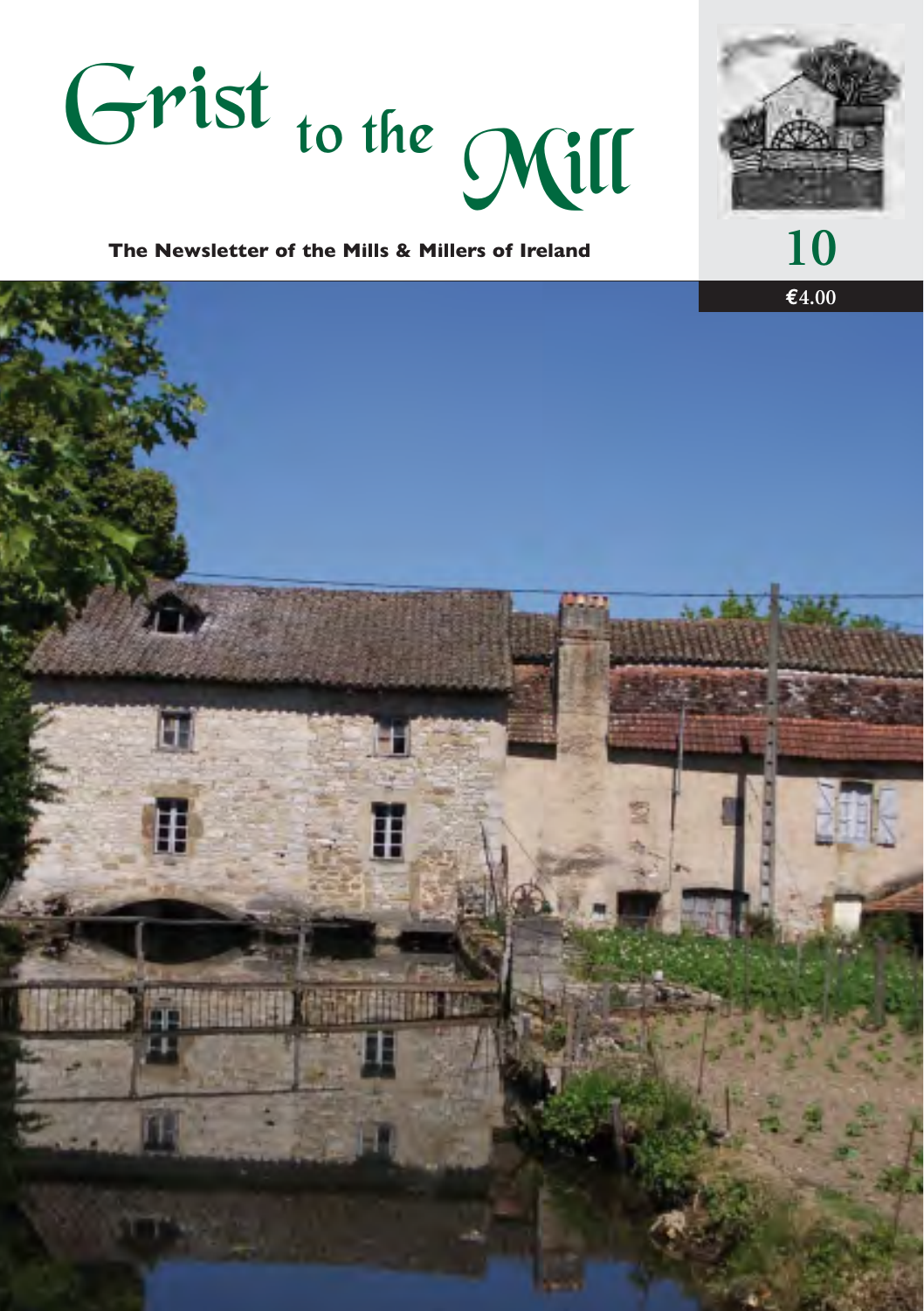# Grist to the Mill

**The Newsletter of the Mills & Millers of Ireland**

10

€4.00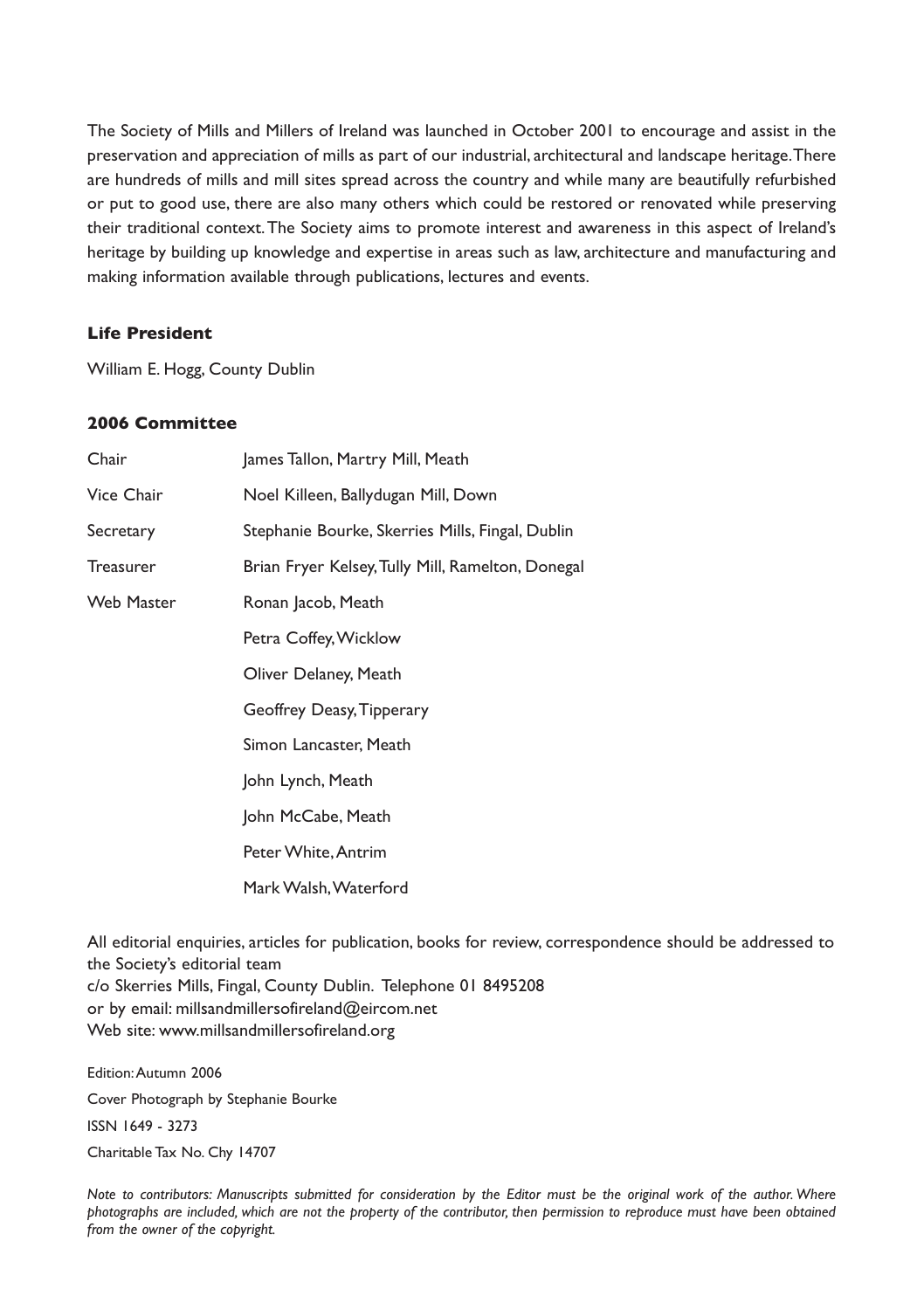The Society of Mills and Millers of Ireland was launched in October 2001 to encourage and assist in the preservation and appreciation of mills as part of our industrial, architectural and landscape heritage. There are hundreds of mills and mill sites spread across the country and while many are beautifully refurbished or put to good use, there are also many others which could be restored or renovated while preserving their traditional context. The Society aims to promote interest and awareness in this aspect of Ireland's heritage by building up knowledge and expertise in areas such as law, architecture and manufacturing and making information available through publications, lectures and events.

**Life President**

William E. Hogg, County Dublin

**2006 Committee**

| | |
|---|---|
| Chair | James Tallon, Martry Mill, Meath |
| Vice Chair | Noel Killeen, Ballydugan Mill, Down |
| Secretary | Stephanie Bourke, Skerries Mills, Fingal, Dublin |
| Treasurer | Brian Fryer Kelsey, Tully Mill, Ramelton, Donegal |
| Web Master | Ronan Jacob, Meath |
| | Petra Coffey, Wicklow |
| | Oliver Delaney, Meath |
| | Geoffrey Deasy, Tipperary |
| | Simon Lancaster, Meath |
| | John Lynch, Meath |
| | John McCabe, Meath |
| | Peter White, Antrim |
| | Mark Walsh, Waterford |

All editorial enquiries, articles for publication, books for review, correspondence should be addressed to the Society's editorial team
c/o Skerries Mills, Fingal, County Dublin. Telephone 01 8495208
or by email: millsandmillersofireland@eircom.net
Web site: www.millsandmillersofireland.org

Edition: Autumn 2006
Cover Photograph by Stephanie Bourke
ISSN 1649 - 3273
Charitable Tax No. Chy 14707

*Note to contributors: Manuscripts submitted for consideration by the Editor must be the original work of the author. Where photographs are included, which are not the property of the contributor, then permission to reproduce must have been obtained from the owner of the copyright.*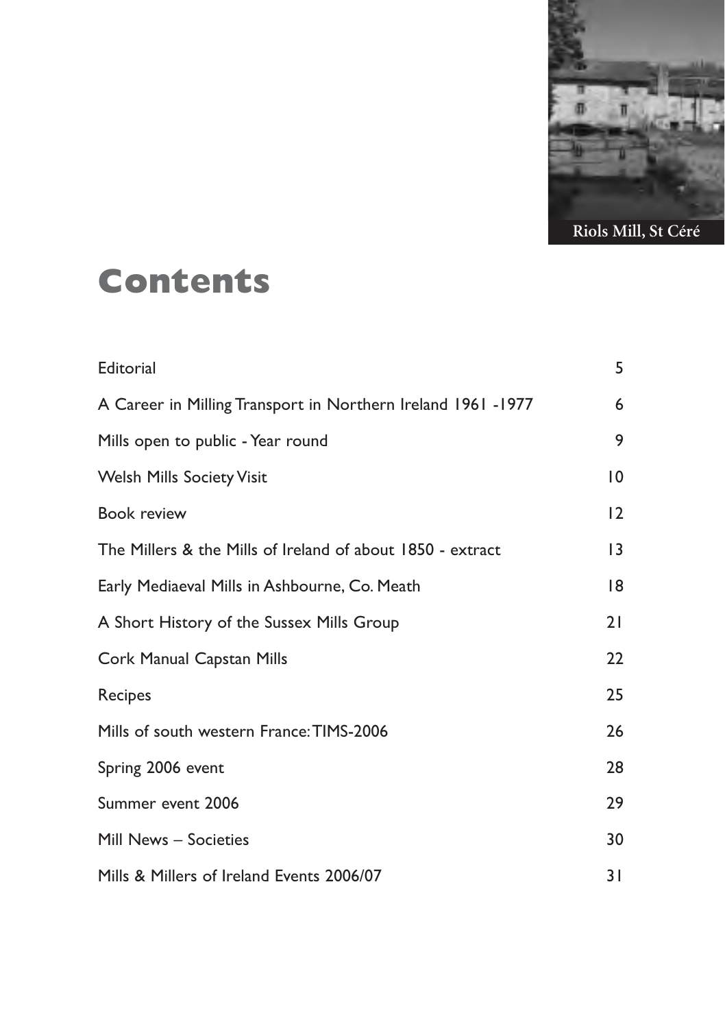Riols Mill, St Céré

# Contents

| | |
|---|---|
| Editorial | 5 |
| A Career in Milling Transport in Northern Ireland 1961 -1977 | 6 |
| Mills open to public - Year round | 9 |
| Welsh Mills Society Visit | 10 |
| Book review | 12 |
| The Millers & the Mills of Ireland of about 1850 - extract | 13 |
| Early Mediaeval Mills in Ashbourne, Co. Meath | 18 |
| A Short History of the Sussex Mills Group | 21 |
| Cork Manual Capstan Mills | 22 |
| Recipes | 25 |
| Mills of south western France: TIMS-2006 | 26 |
| Spring 2006 event | 28 |
| Summer event 2006 | 29 |
| Mill News – Societies | 30 |
| Mills & Millers of Ireland Events 2006/07 | 31 |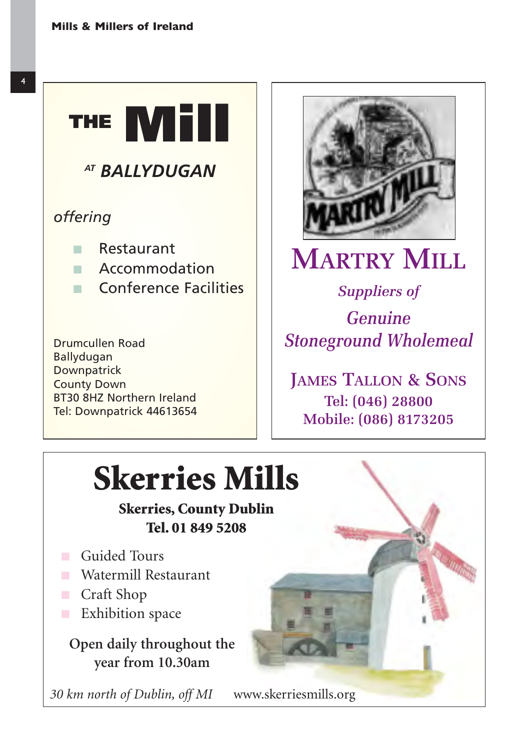# THE Mill

## AT BALLYDUGAN

*offering*

- Restaurant
- Accommodation
- Conference Facilities

Drumcullen Road
Ballydugan
Downpatrick
County Down
BT30 8HZ Northern Ireland
Tel: Downpatrick 44613654

# MARTRY MILL

*Suppliers of*

*Genuine Stoneground Wholemeal*

**JAMES TALLON & SONS**
**Tel: (046) 28800**
**Mobile: (086) 8173205**

# Skerries Mills

**Skerries, County Dublin**
**Tel. 01 849 5208**

- Guided Tours
- Watermill Restaurant
- Craft Shop
- Exhibition space

**Open daily throughout the year from 10.30am**

*30 km north of Dublin, off MI* www.skerriesmills.org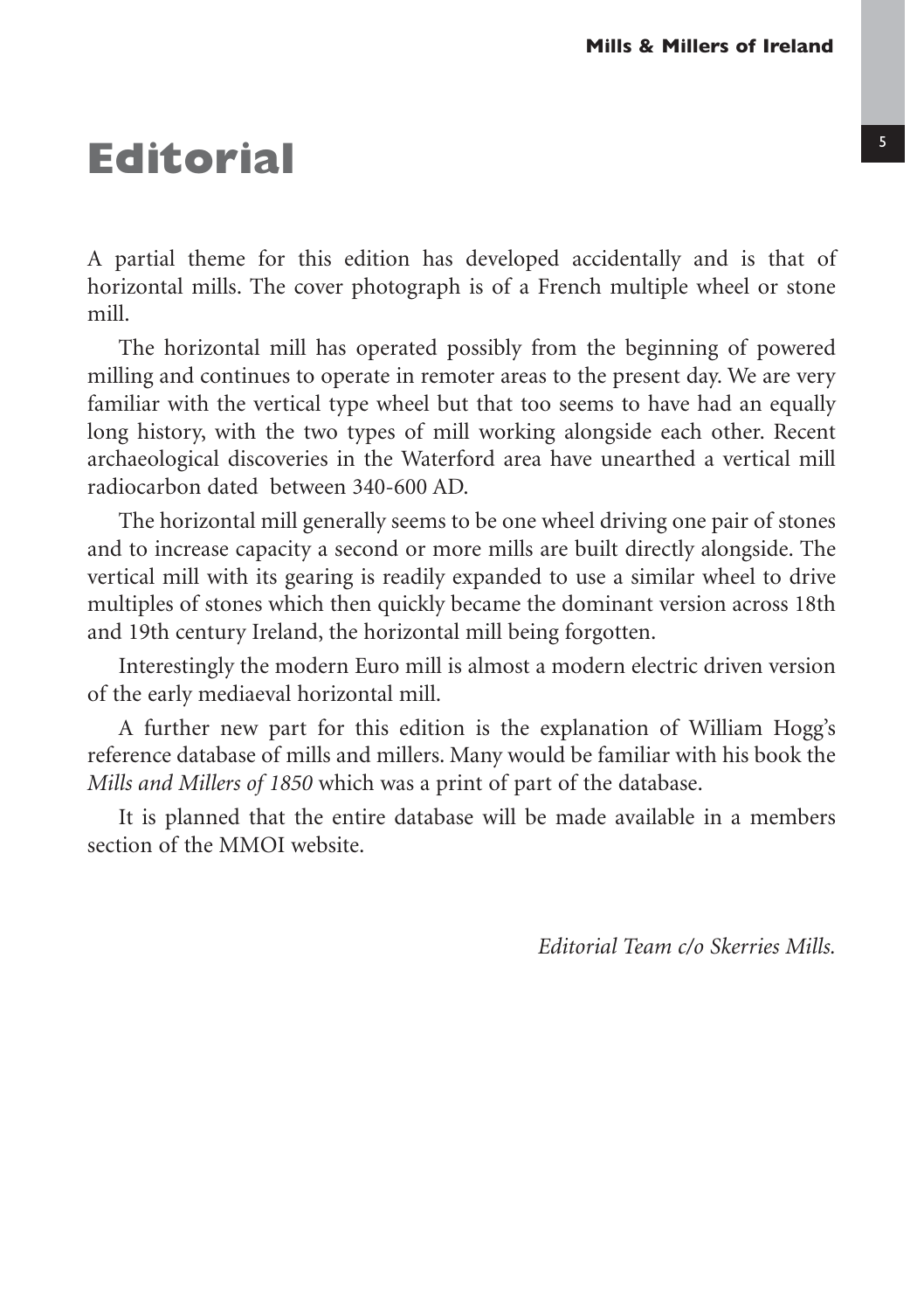# Editorial

A partial theme for this edition has developed accidentally and is that of horizontal mills. The cover photograph is of a French multiple wheel or stone mill.

The horizontal mill has operated possibly from the beginning of powered milling and continues to operate in remoter areas to the present day. We are very familiar with the vertical type wheel but that too seems to have had an equally long history, with the two types of mill working alongside each other. Recent archaeological discoveries in the Waterford area have unearthed a vertical mill radiocarbon dated between 340-600 AD.

The horizontal mill generally seems to be one wheel driving one pair of stones and to increase capacity a second or more mills are built directly alongside. The vertical mill with its gearing is readily expanded to use a similar wheel to drive multiples of stones which then quickly became the dominant version across 18th and 19th century Ireland, the horizontal mill being forgotten.

Interestingly the modern Euro mill is almost a modern electric driven version of the early mediaeval horizontal mill.

A further new part for this edition is the explanation of William Hogg's reference database of mills and millers. Many would be familiar with his book the *Mills and Millers of 1850* which was a print of part of the database.

It is planned that the entire database will be made available in a members section of the MMOI website.

*Editorial Team c/o Skerries Mills.*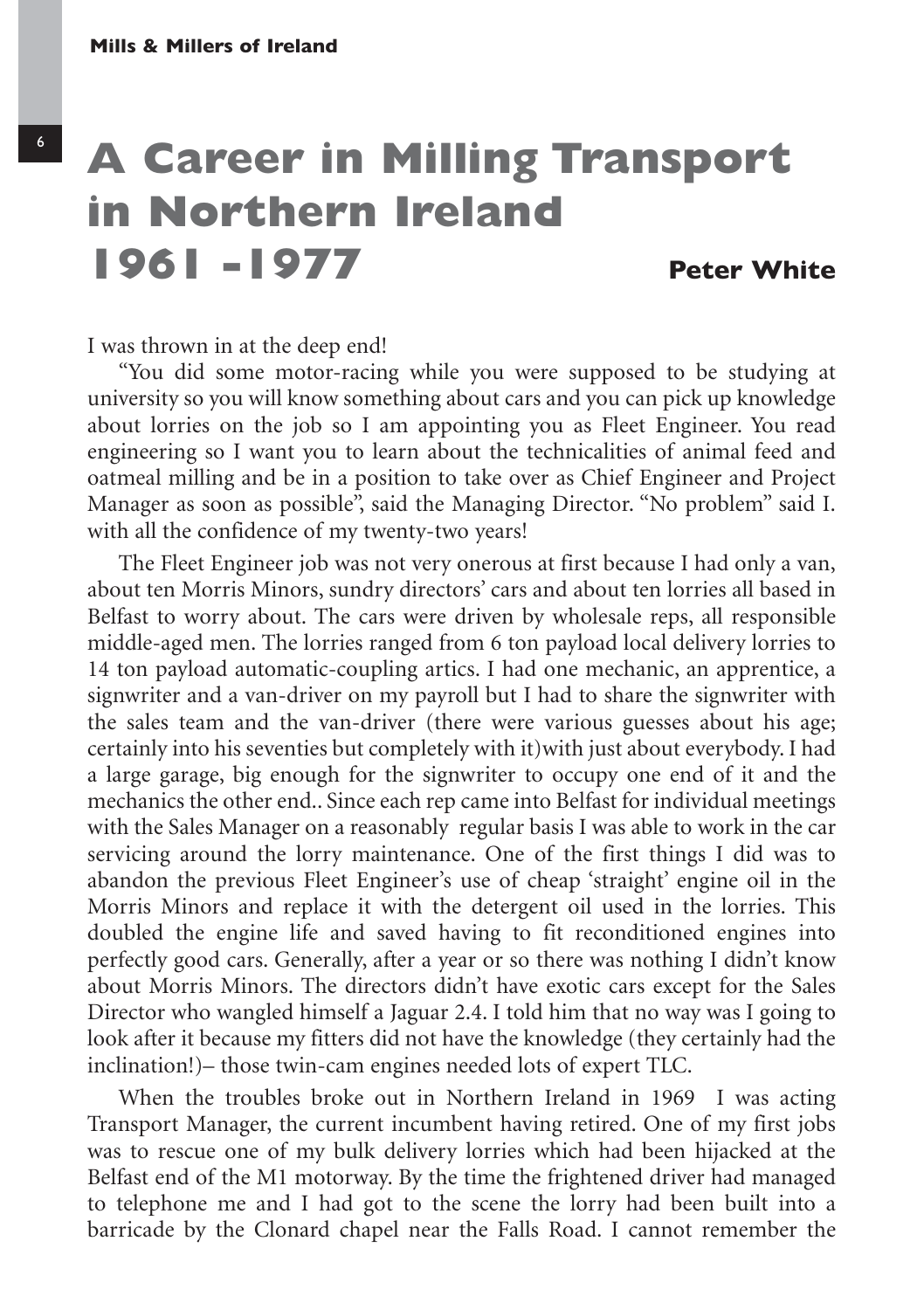# A Career in Milling Transport in Northern Ireland 1961 -1977

**Peter White**

I was thrown in at the deep end!

"You did some motor-racing while you were supposed to be studying at university so you will know something about cars and you can pick up knowledge about lorries on the job so I am appointing you as Fleet Engineer. You read engineering so I want you to learn about the technicalities of animal feed and oatmeal milling and be in a position to take over as Chief Engineer and Project Manager as soon as possible", said the Managing Director. "No problem" said I. with all the confidence of my twenty-two years!

The Fleet Engineer job was not very onerous at first because I had only a van, about ten Morris Minors, sundry directors' cars and about ten lorries all based in Belfast to worry about. The cars were driven by wholesale reps, all responsible middle-aged men. The lorries ranged from 6 ton payload local delivery lorries to 14 ton payload automatic-coupling artics. I had one mechanic, an apprentice, a signwriter and a van-driver on my payroll but I had to share the signwriter with the sales team and the van-driver (there were various guesses about his age; certainly into his seventies but completely with it)with just about everybody. I had a large garage, big enough for the signwriter to occupy one end of it and the mechanics the other end.. Since each rep came into Belfast for individual meetings with the Sales Manager on a reasonably regular basis I was able to work in the car servicing around the lorry maintenance. One of the first things I did was to abandon the previous Fleet Engineer's use of cheap 'straight' engine oil in the Morris Minors and replace it with the detergent oil used in the lorries. This doubled the engine life and saved having to fit reconditioned engines into perfectly good cars. Generally, after a year or so there was nothing I didn't know about Morris Minors. The directors didn't have exotic cars except for the Sales Director who wangled himself a Jaguar 2.4. I told him that no way was I going to look after it because my fitters did not have the knowledge (they certainly had the inclination!)– those twin-cam engines needed lots of expert TLC.

When the troubles broke out in Northern Ireland in 1969 I was acting Transport Manager, the current incumbent having retired. One of my first jobs was to rescue one of my bulk delivery lorries which had been hijacked at the Belfast end of the M1 motorway. By the time the frightened driver had managed to telephone me and I had got to the scene the lorry had been built into a barricade by the Clonard chapel near the Falls Road. I cannot remember the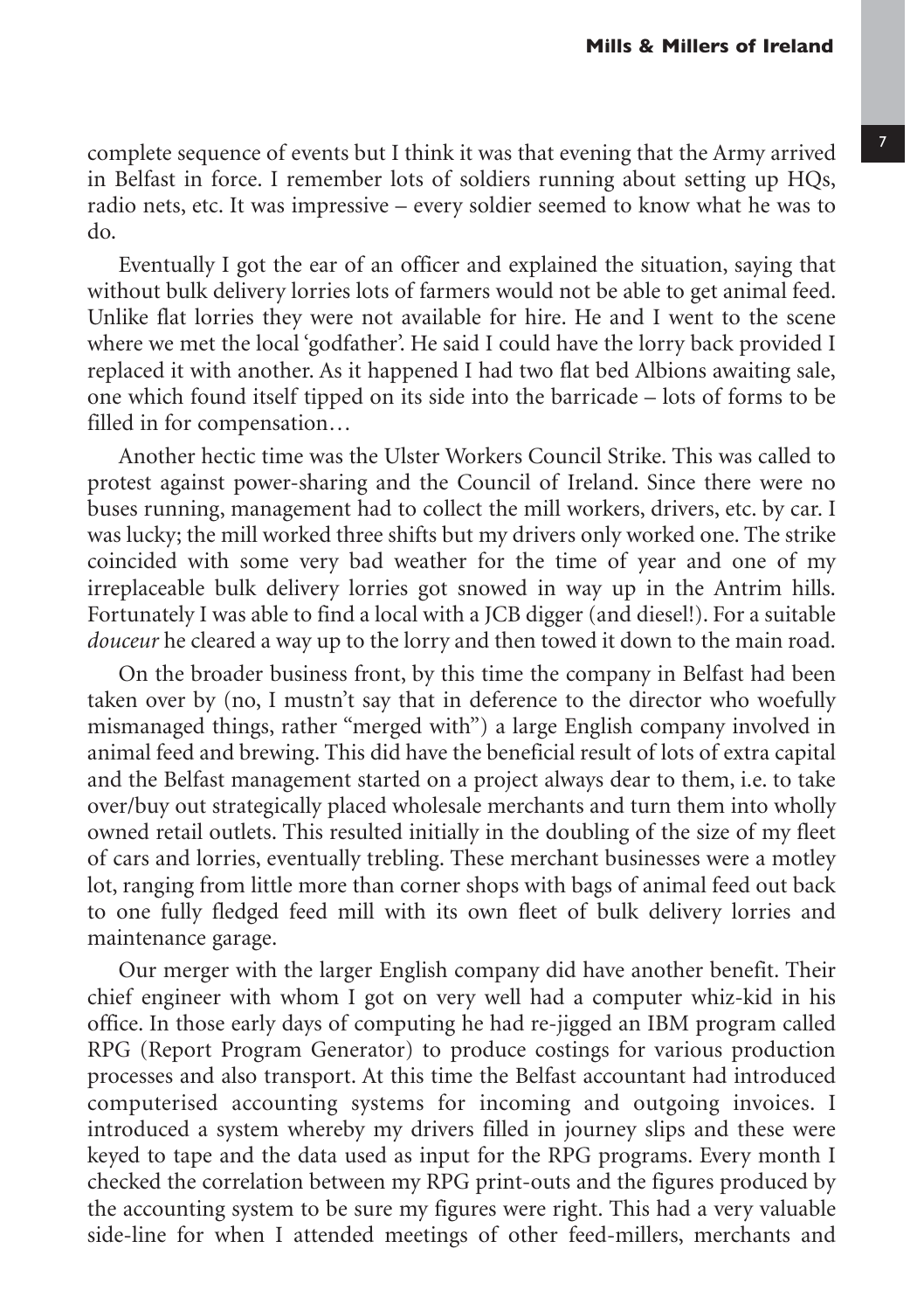complete sequence of events but I think it was that evening that the Army arrived in Belfast in force. I remember lots of soldiers running about setting up HQs, radio nets, etc. It was impressive – every soldier seemed to know what he was to do.

Eventually I got the ear of an officer and explained the situation, saying that without bulk delivery lorries lots of farmers would not be able to get animal feed. Unlike flat lorries they were not available for hire. He and I went to the scene where we met the local 'godfather'. He said I could have the lorry back provided I replaced it with another. As it happened I had two flat bed Albions awaiting sale, one which found itself tipped on its side into the barricade – lots of forms to be filled in for compensation…

Another hectic time was the Ulster Workers Council Strike. This was called to protest against power-sharing and the Council of Ireland. Since there were no buses running, management had to collect the mill workers, drivers, etc. by car. I was lucky; the mill worked three shifts but my drivers only worked one. The strike coincided with some very bad weather for the time of year and one of my irreplaceable bulk delivery lorries got snowed in way up in the Antrim hills. Fortunately I was able to find a local with a JCB digger (and diesel!). For a suitable *douceur* he cleared a way up to the lorry and then towed it down to the main road.

On the broader business front, by this time the company in Belfast had been taken over by (no, I mustn't say that in deference to the director who woefully mismanaged things, rather "merged with") a large English company involved in animal feed and brewing. This did have the beneficial result of lots of extra capital and the Belfast management started on a project always dear to them, i.e. to take over/buy out strategically placed wholesale merchants and turn them into wholly owned retail outlets. This resulted initially in the doubling of the size of my fleet of cars and lorries, eventually trebling. These merchant businesses were a motley lot, ranging from little more than corner shops with bags of animal feed out back to one fully fledged feed mill with its own fleet of bulk delivery lorries and maintenance garage.

Our merger with the larger English company did have another benefit. Their chief engineer with whom I got on very well had a computer whiz-kid in his office. In those early days of computing he had re-jigged an IBM program called RPG (Report Program Generator) to produce costings for various production processes and also transport. At this time the Belfast accountant had introduced computerised accounting systems for incoming and outgoing invoices. I introduced a system whereby my drivers filled in journey slips and these were keyed to tape and the data used as input for the RPG programs. Every month I checked the correlation between my RPG print-outs and the figures produced by the accounting system to be sure my figures were right. This had a very valuable side-line for when I attended meetings of other feed-millers, merchants and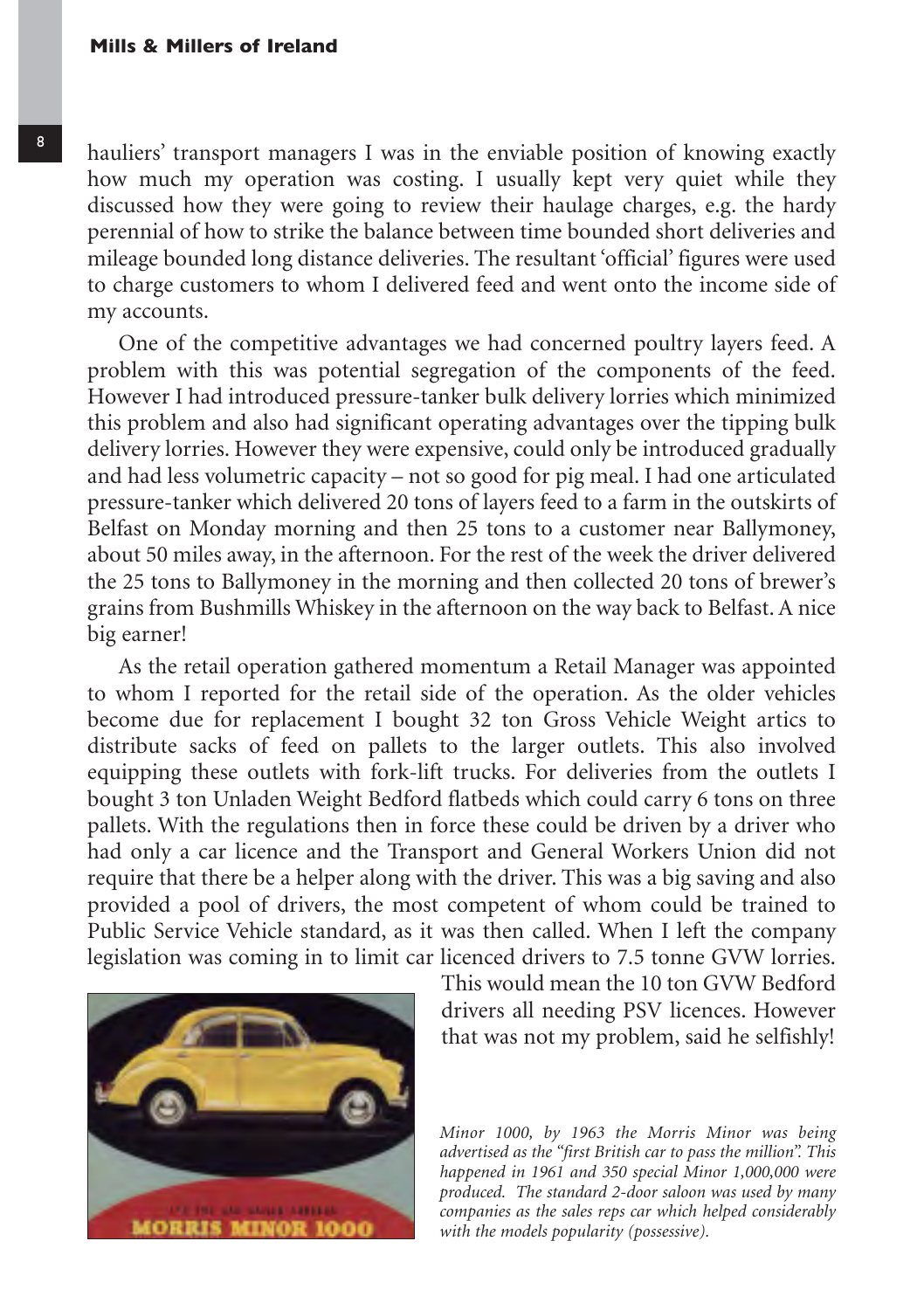hauliers' transport managers I was in the enviable position of knowing exactly how much my operation was costing. I usually kept very quiet while they discussed how they were going to review their haulage charges, e.g. the hardy perennial of how to strike the balance between time bounded short deliveries and mileage bounded long distance deliveries. The resultant 'official' figures were used to charge customers to whom I delivered feed and went onto the income side of my accounts.

One of the competitive advantages we had concerned poultry layers feed. A problem with this was potential segregation of the components of the feed. However I had introduced pressure-tanker bulk delivery lorries which minimized this problem and also had significant operating advantages over the tipping bulk delivery lorries. However they were expensive, could only be introduced gradually and had less volumetric capacity – not so good for pig meal. I had one articulated pressure-tanker which delivered 20 tons of layers feed to a farm in the outskirts of Belfast on Monday morning and then 25 tons to a customer near Ballymoney, about 50 miles away, in the afternoon. For the rest of the week the driver delivered the 25 tons to Ballymoney in the morning and then collected 20 tons of brewer's grains from Bushmills Whiskey in the afternoon on the way back to Belfast. A nice big earner!

As the retail operation gathered momentum a Retail Manager was appointed to whom I reported for the retail side of the operation. As the older vehicles become due for replacement I bought 32 ton Gross Vehicle Weight artics to distribute sacks of feed on pallets to the larger outlets. This also involved equipping these outlets with fork-lift trucks. For deliveries from the outlets I bought 3 ton Unladen Weight Bedford flatbeds which could carry 6 tons on three pallets. With the regulations then in force these could be driven by a driver who had only a car licence and the Transport and General Workers Union did not require that there be a helper along with the driver. This was a big saving and also provided a pool of drivers, the most competent of whom could be trained to Public Service Vehicle standard, as it was then called. When I left the company legislation was coming in to limit car licenced drivers to 7.5 tonne GVW lorries. This would mean the 10 ton GVW Bedford drivers all needing PSV licences. However that was not my problem, said he selfishly!

*Minor 1000, by 1963 the Morris Minor was being advertised as the "first British car to pass the million". This happened in 1961 and 350 special Minor 1,000,000 were produced. The standard 2-door saloon was used by many companies as the sales reps car which helped considerably with the models popularity (possessive).*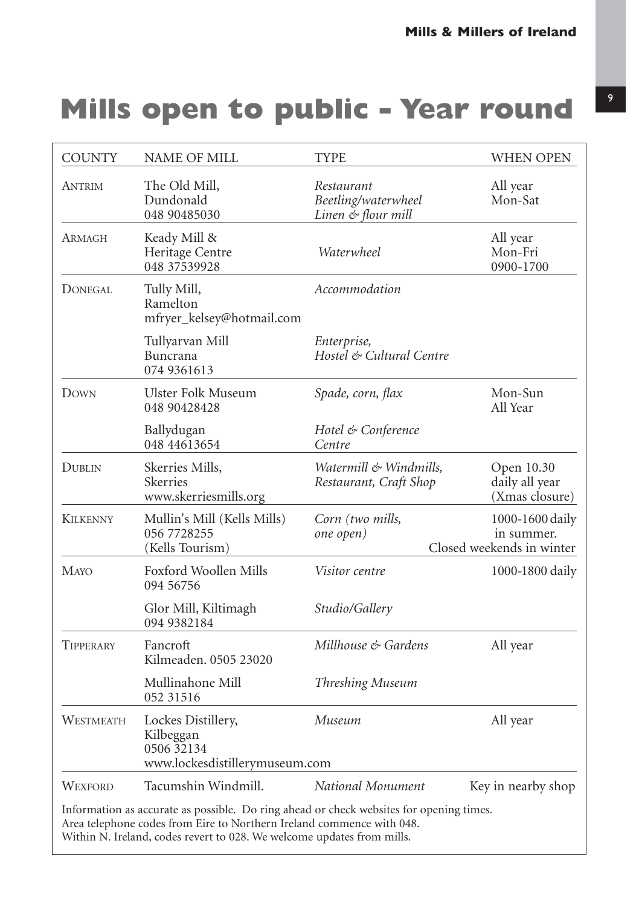# Mills open to public - Year round

| COUNTY | NAME OF MILL | TYPE | WHEN OPEN |
|---|---|---|---|
| Antrim | The Old Mill, Dundonald 048 90485030 | *Restaurant Beetling/waterwheel Linen & flour mill* | All year Mon-Sat |
| Armagh | Keady Mill & Heritage Centre 048 37539928 | *Waterwheel* | All year Mon-Fri 0900-1700 |
| Donegal | Tully Mill, Ramelton mfryer_kelsey@hotmail.com | *Accommodation* | |
| | Tullyarvan Mill Buncrana 074 9361613 | *Enterprise, Hostel & Cultural Centre* | |
| Down | Ulster Folk Museum 048 90428428 | *Spade, corn, flax* | Mon-Sun All Year |
| | Ballydugan 048 44613654 | *Hotel & Conference Centre* | |
| Dublin | Skerries Mills, Skerries www.skerriesmills.org | *Watermill & Windmills, Restaurant, Craft Shop* | Open 10.30 daily all year (Xmas closure) |
| Kilkenny | Mullin's Mill (Kells Mills) 056 7728255 (Kells Tourism) | *Corn (two mills, one open)* | 1000-1600 daily in summer. Closed weekends in winter |
| Mayo | Foxford Woollen Mills 094 56756 | *Visitor centre* | 1000-1800 daily |
| | Glor Mill, Kiltimagh 094 9382184 | *Studio/Gallery* | |
| Tipperary | Fancroft Kilmeaden. 0505 23020 | *Millhouse & Gardens* | All year |
| | Mullinahone Mill 052 31516 | *Threshing Museum* | |
| Westmeath | Lockes Distillery, Kilbeggan 0506 32134 www.lockesdistillerymuseum.com | *Museum* | All year |
| Wexford | Tacumshin Windmill. | *National Monument* | Key in nearby shop |

Information as accurate as possible. Do ring ahead or check websites for opening times.
Area telephone codes from Eire to Northern Ireland commence with 048.
Within N. Ireland, codes revert to 028. We welcome updates from mills.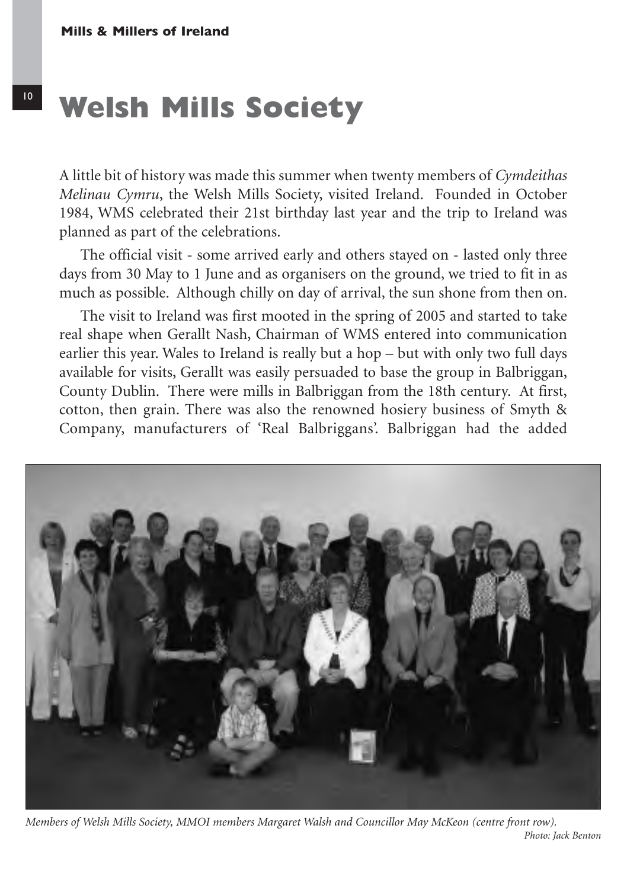# Welsh Mills Society

A little bit of history was made this summer when twenty members of *Cymdeithas Melinau Cymru*, the Welsh Mills Society, visited Ireland. Founded in October 1984, WMS celebrated their 21st birthday last year and the trip to Ireland was planned as part of the celebrations.

The official visit - some arrived early and others stayed on - lasted only three days from 30 May to 1 June and as organisers on the ground, we tried to fit in as much as possible. Although chilly on day of arrival, the sun shone from then on.

The visit to Ireland was first mooted in the spring of 2005 and started to take real shape when Gerallt Nash, Chairman of WMS entered into communication earlier this year. Wales to Ireland is really but a hop – but with only two full days available for visits, Gerallt was easily persuaded to base the group in Balbriggan, County Dublin. There were mills in Balbriggan from the 18th century. At first, cotton, then grain. There was also the renowned hosiery business of Smyth & Company, manufacturers of 'Real Balbriggans'. Balbriggan had the added

*Members of Welsh Mills Society, MMOI members Margaret Walsh and Councillor May McKeon (centre front row).*
*Photo: Jack Benton*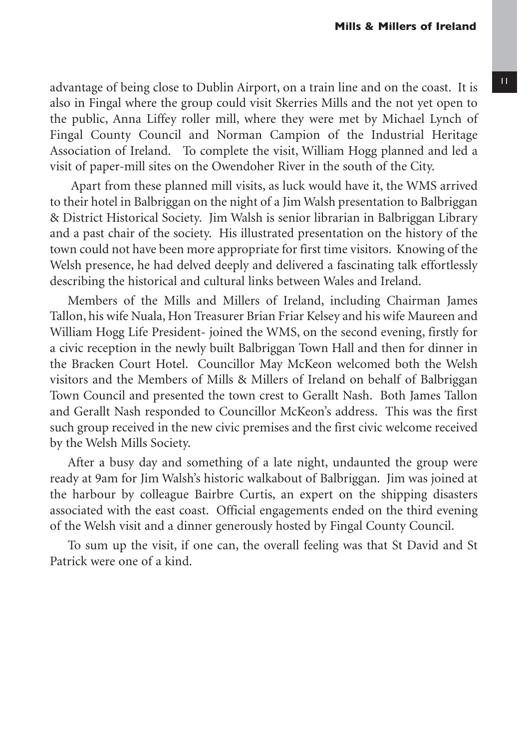advantage of being close to Dublin Airport, on a train line and on the coast. It is also in Fingal where the group could visit Skerries Mills and the not yet open to the public, Anna Liffey roller mill, where they were met by Michael Lynch of Fingal County Council and Norman Campion of the Industrial Heritage Association of Ireland. To complete the visit, William Hogg planned and led a visit of paper-mill sites on the Owendoher River in the south of the City.

Apart from these planned mill visits, as luck would have it, the WMS arrived to their hotel in Balbriggan on the night of a Jim Walsh presentation to Balbriggan & District Historical Society. Jim Walsh is senior librarian in Balbriggan Library and a past chair of the society. His illustrated presentation on the history of the town could not have been more appropriate for first time visitors. Knowing of the Welsh presence, he had delved deeply and delivered a fascinating talk effortlessly describing the historical and cultural links between Wales and Ireland.

Members of the Mills and Millers of Ireland, including Chairman James Tallon, his wife Nuala, Hon Treasurer Brian Friar Kelsey and his wife Maureen and William Hogg Life President- joined the WMS, on the second evening, firstly for a civic reception in the newly built Balbriggan Town Hall and then for dinner in the Bracken Court Hotel. Councillor May McKeon welcomed both the Welsh visitors and the Members of Mills & Millers of Ireland on behalf of Balbriggan Town Council and presented the town crest to Gerallt Nash. Both James Tallon and Gerallt Nash responded to Councillor McKeon's address. This was the first such group received in the new civic premises and the first civic welcome received by the Welsh Mills Society.

After a busy day and something of a late night, undaunted the group were ready at 9am for Jim Walsh's historic walkabout of Balbriggan. Jim was joined at the harbour by colleague Bairbre Curtis, an expert on the shipping disasters associated with the east coast. Official engagements ended on the third evening of the Welsh visit and a dinner generously hosted by Fingal County Council.

To sum up the visit, if one can, the overall feeling was that St David and St Patrick were one of a kind.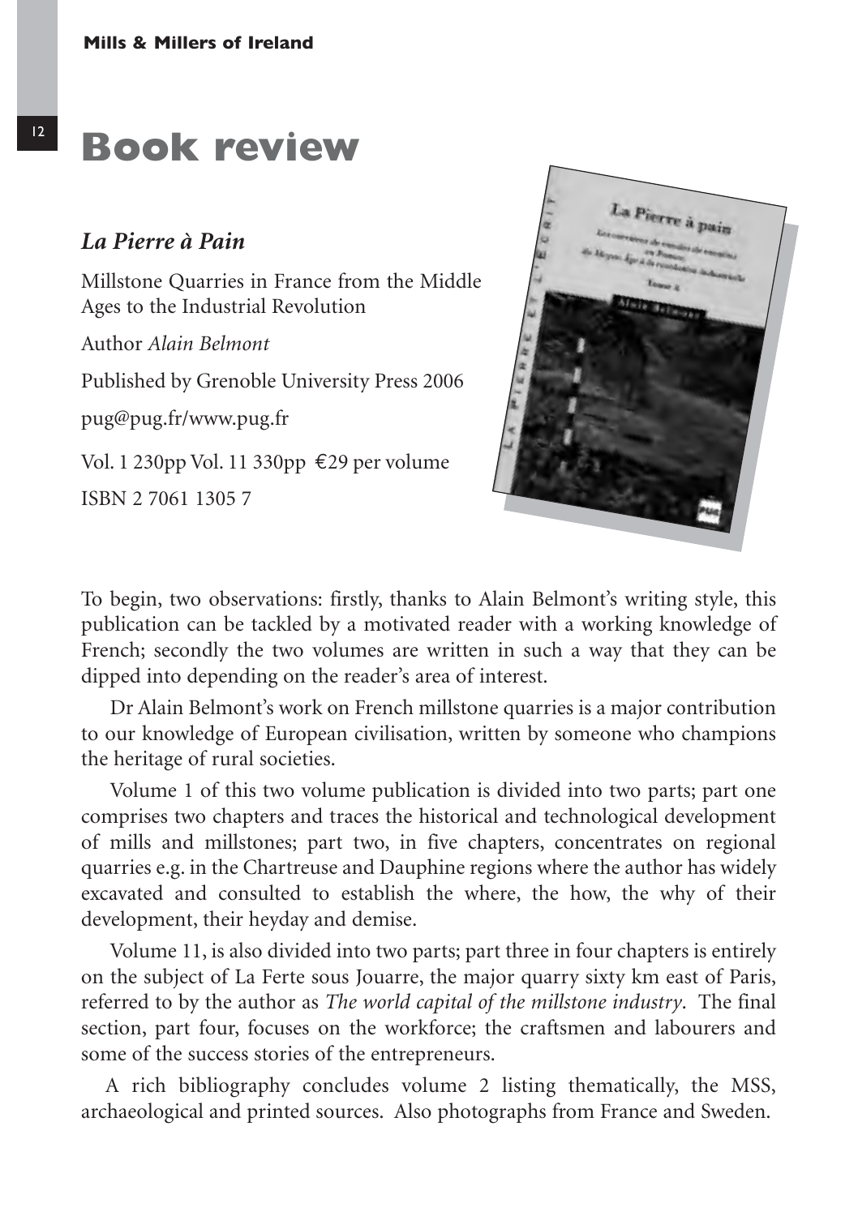# Book review

## *La Pierre à Pain*

Millstone Quarries in France from the Middle Ages to the Industrial Revolution

Author *Alain Belmont*

Published by Grenoble University Press 2006

pug@pug.fr/www.pug.fr

Vol. 1 230pp Vol. 11 330pp €29 per volume

ISBN 2 7061 1305 7

To begin, two observations: firstly, thanks to Alain Belmont's writing style, this publication can be tackled by a motivated reader with a working knowledge of French; secondly the two volumes are written in such a way that they can be dipped into depending on the reader's area of interest.

Dr Alain Belmont's work on French millstone quarries is a major contribution to our knowledge of European civilisation, written by someone who champions the heritage of rural societies.

Volume 1 of this two volume publication is divided into two parts; part one comprises two chapters and traces the historical and technological development of mills and millstones; part two, in five chapters, concentrates on regional quarries e.g. in the Chartreuse and Dauphine regions where the author has widely excavated and consulted to establish the where, the how, the why of their development, their heyday and demise.

Volume 11, is also divided into two parts; part three in four chapters is entirely on the subject of La Ferte sous Jouarre, the major quarry sixty km east of Paris, referred to by the author as *The world capital of the millstone industry*. The final section, part four, focuses on the workforce; the craftsmen and labourers and some of the success stories of the entrepreneurs.

A rich bibliography concludes volume 2 listing thematically, the MSS, archaeological and printed sources. Also photographs from France and Sweden.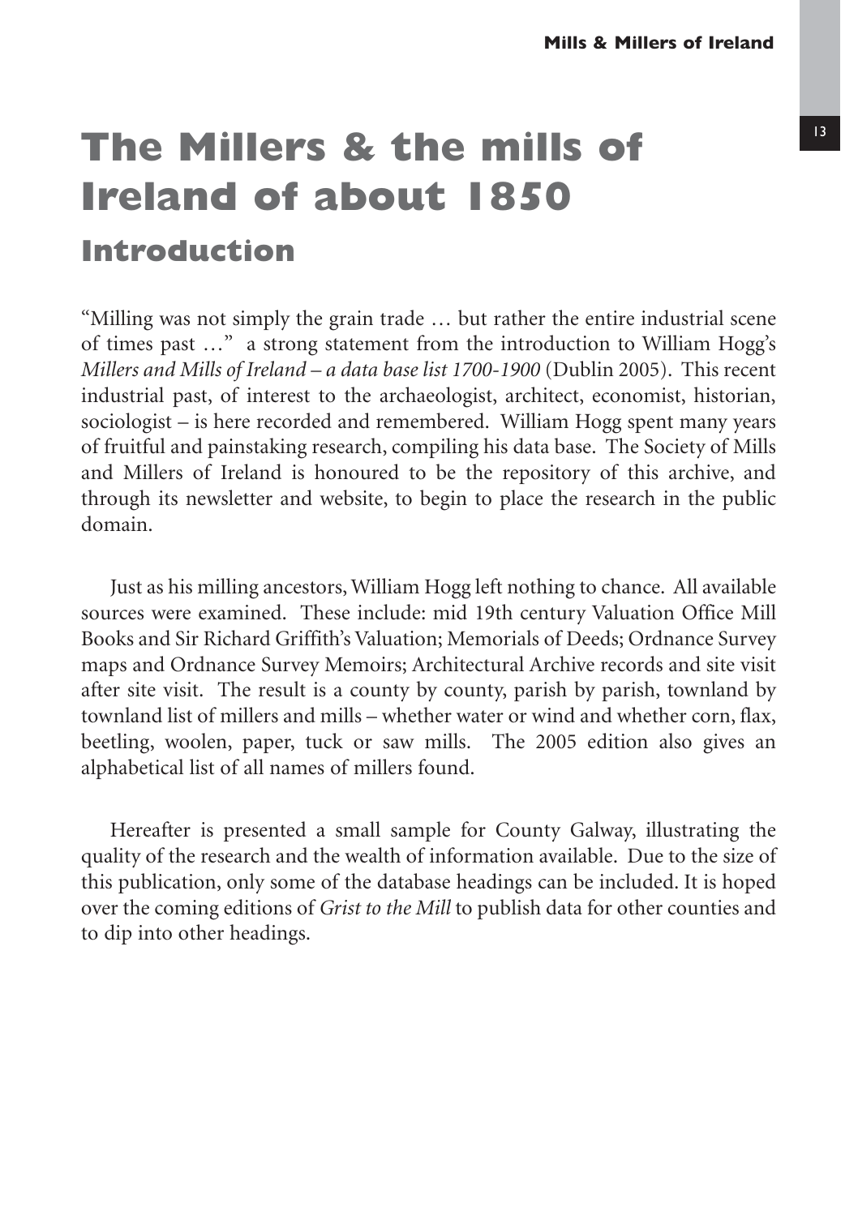# The Millers & the mills of Ireland of about 1850

## Introduction

"Milling was not simply the grain trade … but rather the entire industrial scene of times past …" a strong statement from the introduction to William Hogg's *Millers and Mills of Ireland – a data base list 1700-1900* (Dublin 2005). This recent industrial past, of interest to the archaeologist, architect, economist, historian, sociologist – is here recorded and remembered. William Hogg spent many years of fruitful and painstaking research, compiling his data base. The Society of Mills and Millers of Ireland is honoured to be the repository of this archive, and through its newsletter and website, to begin to place the research in the public domain.

Just as his milling ancestors, William Hogg left nothing to chance. All available sources were examined. These include: mid 19th century Valuation Office Mill Books and Sir Richard Griffith's Valuation; Memorials of Deeds; Ordnance Survey maps and Ordnance Survey Memoirs; Architectural Archive records and site visit after site visit. The result is a county by county, parish by parish, townland by townland list of millers and mills – whether water or wind and whether corn, flax, beetling, woolen, paper, tuck or saw mills. The 2005 edition also gives an alphabetical list of all names of millers found.

Hereafter is presented a small sample for County Galway, illustrating the quality of the research and the wealth of information available. Due to the size of this publication, only some of the database headings can be included. It is hoped over the coming editions of *Grist to the Mill* to publish data for other counties and to dip into other headings.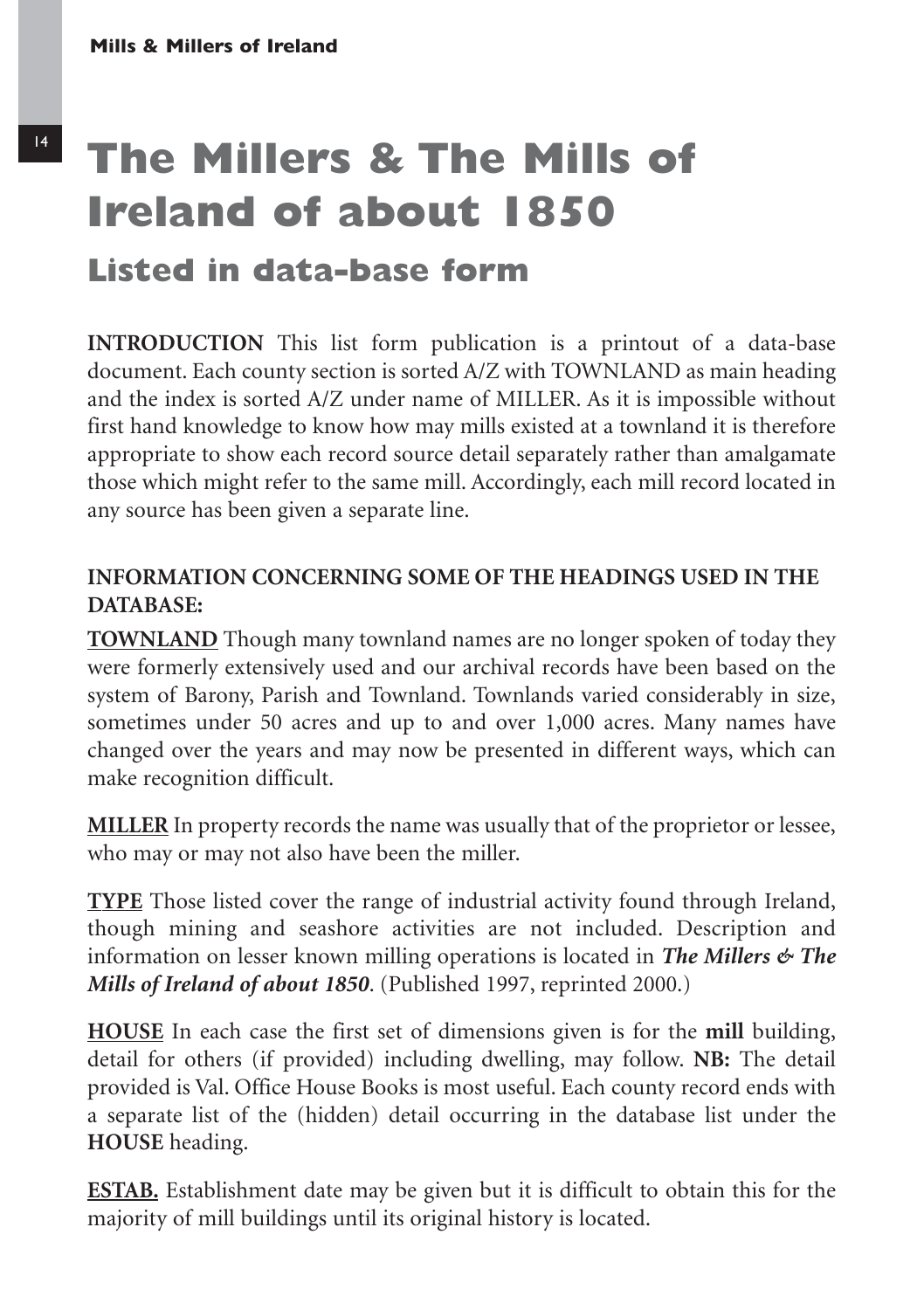# The Millers & The Mills of Ireland of about 1850

## Listed in data-base form

**INTRODUCTION** This list form publication is a printout of a data-base document. Each county section is sorted A/Z with TOWNLAND as main heading and the index is sorted A/Z under name of MILLER. As it is impossible without first hand knowledge to know how may mills existed at a townland it is therefore appropriate to show each record source detail separately rather than amalgamate those which might refer to the same mill. Accordingly, each mill record located in any source has been given a separate line.

**INFORMATION CONCERNING SOME OF THE HEADINGS USED IN THE DATABASE:**

**TOWNLAND** Though many townland names are no longer spoken of today they were formerly extensively used and our archival records have been based on the system of Barony, Parish and Townland. Townlands varied considerably in size, sometimes under 50 acres and up to and over 1,000 acres. Many names have changed over the years and may now be presented in different ways, which can make recognition difficult.

**MILLER** In property records the name was usually that of the proprietor or lessee, who may or may not also have been the miller.

**TYPE** Those listed cover the range of industrial activity found through Ireland, though mining and seashore activities are not included. Description and information on lesser known milling operations is located in ***The Millers & The Mills of Ireland of about 1850***. (Published 1997, reprinted 2000.)

**HOUSE** In each case the first set of dimensions given is for the **mill** building, detail for others (if provided) including dwelling, may follow. **NB:** The detail provided is Val. Office House Books is most useful. Each county record ends with a separate list of the (hidden) detail occurring in the database list under the **HOUSE** heading.

**ESTAB.** Establishment date may be given but it is difficult to obtain this for the majority of mill buildings until its original history is located.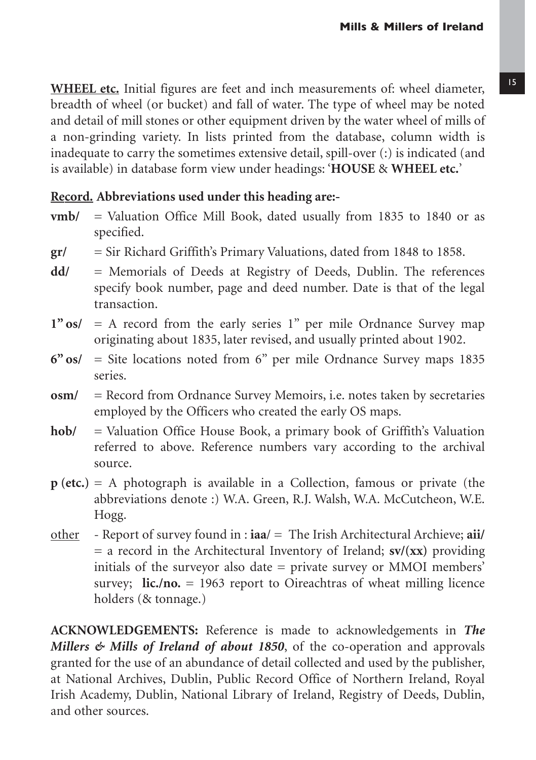**WHEEL etc.** Initial figures are feet and inch measurements of: wheel diameter, breadth of wheel (or bucket) and fall of water. The type of wheel may be noted and detail of mill stones or other equipment driven by the water wheel of mills of a non-grinding variety. In lists printed from the database, column width is inadequate to carry the sometimes extensive detail, spill-over (:) is indicated (and is available) in database form view under headings: '**HOUSE** & **WHEEL etc.**'

**Record. Abbreviations used under this heading are:-**

- **vmb/** = Valuation Office Mill Book, dated usually from 1835 to 1840 or as specified.
- **gr/** = Sir Richard Griffith's Primary Valuations, dated from 1848 to 1858.
- **dd/** = Memorials of Deeds at Registry of Deeds, Dublin. The references specify book number, page and deed number. Date is that of the legal transaction.
- **1" os/** = A record from the early series 1" per mile Ordnance Survey map originating about 1835, later revised, and usually printed about 1902.
- **6" os/** = Site locations noted from 6" per mile Ordnance Survey maps 1835 series.
- **osm/** = Record from Ordnance Survey Memoirs, i.e. notes taken by secretaries employed by the Officers who created the early OS maps.
- **hob/** = Valuation Office House Book, a primary book of Griffith's Valuation referred to above. Reference numbers vary according to the archival source.
- **p (etc.)** = A photograph is available in a Collection, famous or private (the abbreviations denote :) W.A. Green, R.J. Walsh, W.A. McCutcheon, W.E. Hogg.
- other - Report of survey found in : **iaa/** = The Irish Architectural Archieve; **aii/** = a record in the Architectural Inventory of Ireland; **sv/(xx)** providing initials of the surveyor also date = private survey or MMOI members' survey; **lic./no.** = 1963 report to Oireachtras of wheat milling licence holders (& tonnage.)

**ACKNOWLEDGEMENTS:** Reference is made to acknowledgements in ***The Millers & Mills of Ireland of about 1850***, of the co-operation and approvals granted for the use of an abundance of detail collected and used by the publisher, at National Archives, Dublin, Public Record Office of Northern Ireland, Royal Irish Academy, Dublin, National Library of Ireland, Registry of Deeds, Dublin, and other sources.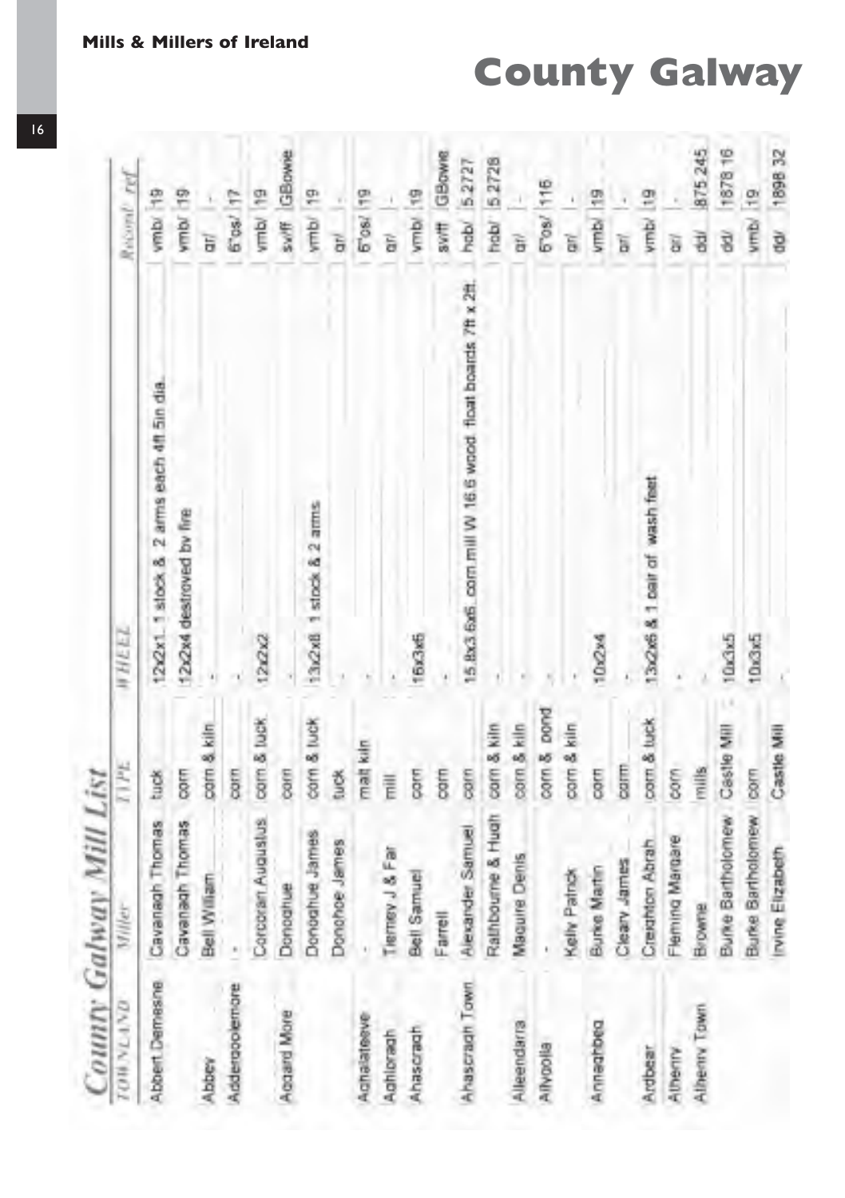# County Galway

## County Galway Mill List

| TOWNLAND | Miller | TYPE | WHEEL | | Record | ref |
|---|---|---|---|---|---|---|
| Abbert Demesne | Cavanagh Thomas | tuck | 12x2x1 | 1 stock & 2 arms each 4ft 5in dia. | vmb/ | 19 |
| | Cavanagh Thomas | corn | 12x2x4 | destroyed by fire | vmb/ | 19 |
| Abbey | Bell William | corn & kiln | - | | gr/ | - |
| Addergoolemore | - | corn | - | | 6"os/ | 17 |
| | Corcoran Augustus | corn & tuck | 12x2x2 | | vmb/ | 19 |
| Addard More | Donoghue | corn | - | | svff | GBowie |
| | Donoghue James | corn & tuck | 13x2x8 | 1 stock & 2 arms | vmb/ | 19 |
| | Donohoe James | tuck | - | | gr/ | - |
| Achalateeve | - | malt kiln | - | | 6"os/ | 19 |
| Aghloragh | Tierney J & Far | mill | - | | gr/ | - |
| Ahascragh | Bell Samuel | corn | 16x3x6 | | vmb/ | 19 |
| | Farrell | corn | - | | svff | GBowie |
| Ahascragh Town | Alexander Samuel | corn | 15.8x3.6x6 | corn mill W 16.6 wood float boards 7ft x 2ft | hob/ | 5.2727 |
| | Rathbourne & Hugh | corn & kiln | - | | hob/ | 5.2728 |
| Aileendarra | Maguire Denis | corn & kiln | - | | gr/ | - |
| Allygolla | - | corn & pond | - | | 6"os/ | 116 |
| | Kelly Patrick | corn & kiln | - | | gr/ | - |
| Anneghbeg | Burke Martin | corn | 10x2x4 | | vmb/ | 19 |
| | Cleary James | corn | - | | gr/ | - |
| Ardbear | Creighton Abrah | corn & tuck | 13x2x6 | & 1 pair of wash feet | vmb/ | 19 |
| Athenry | Fleming Margare | corn | - | | gr/ | - |
| Athenry Town | Browne | mills | - | | dd/ | 875 245 |
| | Burke Bartholomew | Castle Mill | 10x3x5 | | dd/ | 1678 16 |
| | Burke Bartholomew | corn | 10x3x5 | | vmb/ | 19 |
| | Irvine Elizabeth | Castle Mill | - | | dd/ | 1898 32 |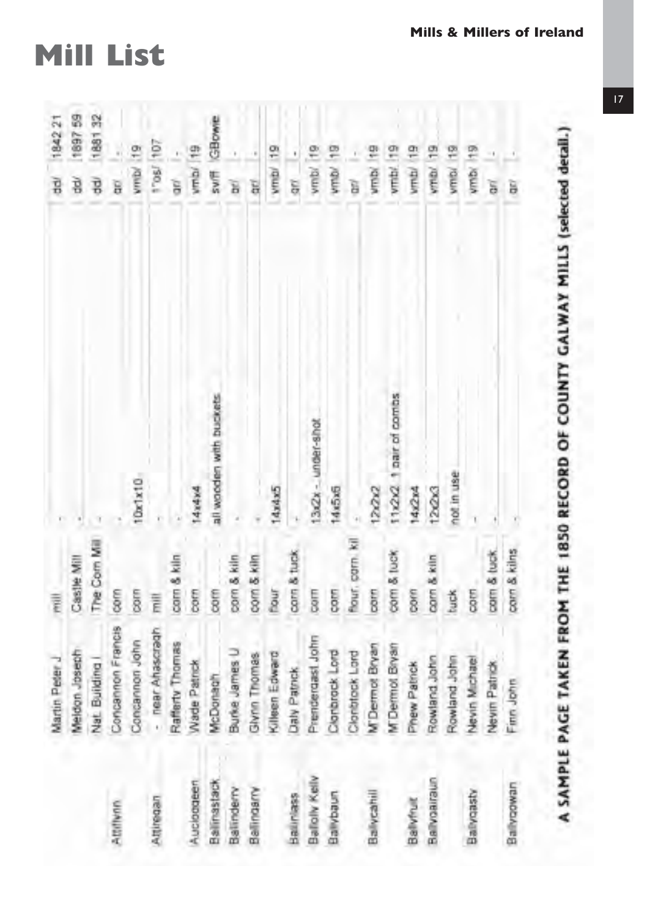# Mill List

| | | | | | |
|---|---|---|---|---|---|
| | Martin Peter J | mill | - | dd/ | 1842 21 |
| | Meldon Joseph | Castle Mill | - | dd/ | 1697 59 |
| | Nat. Building I | The Corn Mill | - | dd/ | 1881 32 |
| Attifynn | Concannon Francis | corn | - | gr/ | - |
| | Concannon John | corn | 10x1x10 | vmb/ | 19 |
| Attiregan | - near Ahascragh | mill | - | 1"os/ | 107 |
| | Rafferty Thomas | corn & kiln | - | gr/ | - |
| Aucloggeen | Wade Patrick | corn | 14x4x4 | vmb/ | 19 |
| Ballinastack | McDonagh | corn | all wooden with buckets | svff | GBowe |
| Ballinderry | Burke James U | corn & kiln | - | gr/ | - |
| Ballingarry | Glynn Thomas | corn & kiln | - | gr/ | - |
| | Killeen Edward | flour | 14x4x5 | vmb/ | 19 |
| Ballinlass | Daly Patrick | corn & tuck | - | gr/ | - |
| Ballolly Kelly | Prendergast John | corn | 13x2x - under-shot | vmb/ | 19 |
| Ballybaun | Clonbrock Lord | corn | 14x5x6 | vmb/ | 19 |
| | Clonbrock Lord | flour, corn, kil | - | gr/ | - |
| Ballycahill | M'Dermot Bryan | corn | 12x2x2 | vmb/ | 19 |
| | M'Dermot Bryan | corn & tuck | 11x2x2 1 pair of combs | vmb/ | 19 |
| Ballyfruit | Phew Patrick | corn | 14x2x4 | vmb/ | 19 |
| Ballygalraun | Rowland John | corn & kiln | 12x2x3 | vmb/ | 19 |
| | Rowland John | tuck | not in use | vmb/ | 19 |
| Ballygasty | Nevin Michael | corn | - | vmb/ | 19 |
| | Nevin Patrick | corn & tuck | - | gr/ | - |
| Ballygowan | Finn John | corn & kilns | - | gr/ | - |

**A SAMPLE PAGE TAKEN FROM THE 1850 RECORD OF COUNTY GALWAY MILLS (selected detail.)**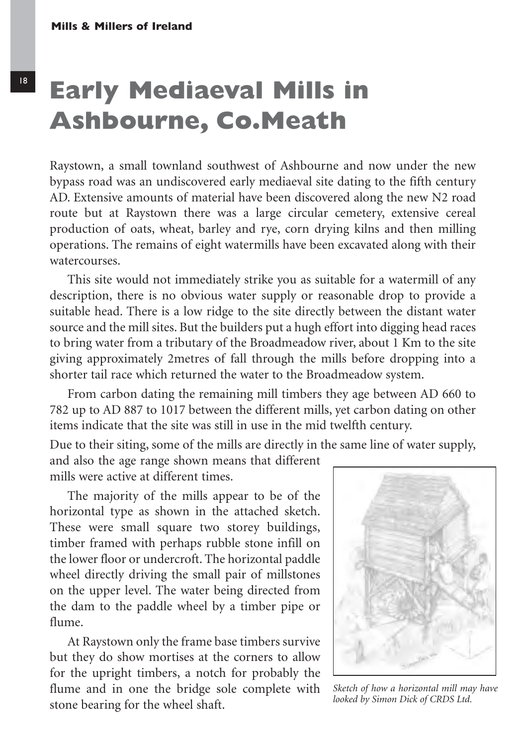# Early Mediaeval Mills in Ashbourne, Co.Meath

Raystown, a small townland southwest of Ashbourne and now under the new bypass road was an undiscovered early mediaeval site dating to the fifth century AD. Extensive amounts of material have been discovered along the new N2 road route but at Raystown there was a large circular cemetery, extensive cereal production of oats, wheat, barley and rye, corn drying kilns and then milling operations. The remains of eight watermills have been excavated along with their watercourses.

This site would not immediately strike you as suitable for a watermill of any description, there is no obvious water supply or reasonable drop to provide a suitable head. There is a low ridge to the site directly between the distant water source and the mill sites. But the builders put a hugh effort into digging head races to bring water from a tributary of the Broadmeadow river, about 1 Km to the site giving approximately 2metres of fall through the mills before dropping into a shorter tail race which returned the water to the Broadmeadow system.

From carbon dating the remaining mill timbers they age between AD 660 to 782 up to AD 887 to 1017 between the different mills, yet carbon dating on other items indicate that the site was still in use in the mid twelfth century.

Due to their siting, some of the mills are directly in the same line of water supply, and also the age range shown means that different mills were active at different times.

The majority of the mills appear to be of the horizontal type as shown in the attached sketch. These were small square two storey buildings, timber framed with perhaps rubble stone infill on the lower floor or undercroft. The horizontal paddle wheel directly driving the small pair of millstones on the upper level. The water being directed from the dam to the paddle wheel by a timber pipe or flume.

At Raystown only the frame base timbers survive but they do show mortises at the corners to allow for the upright timbers, a notch for probably the flume and in one the bridge sole complete with stone bearing for the wheel shaft.

*Sketch of how a horizontal mill may have looked by Simon Dick of CRDS Ltd.*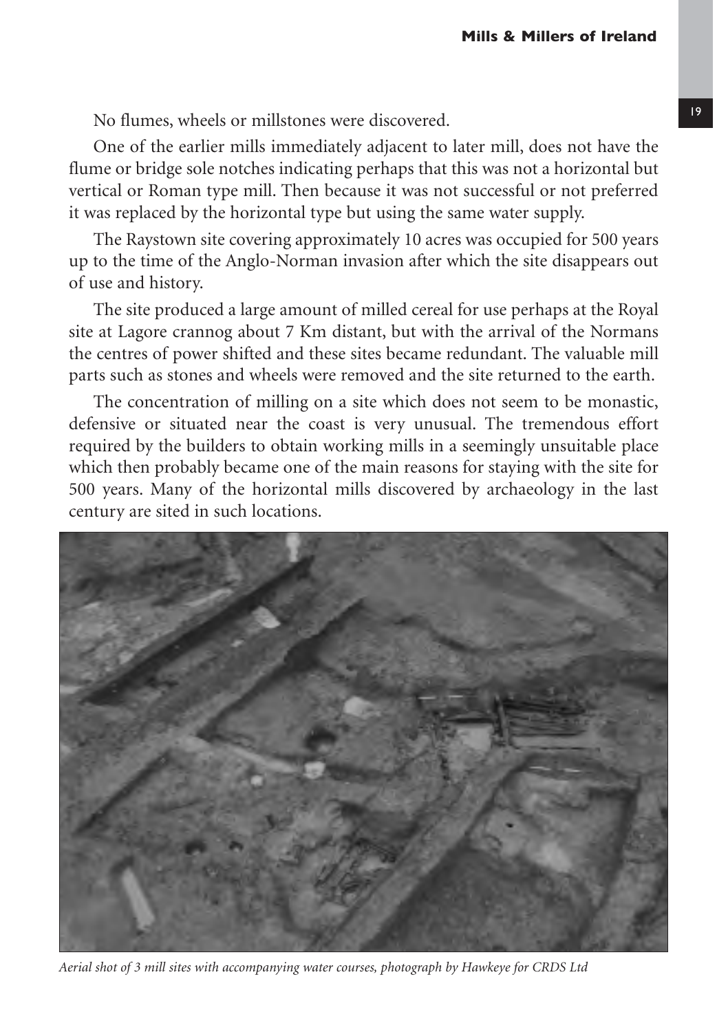No flumes, wheels or millstones were discovered.

One of the earlier mills immediately adjacent to later mill, does not have the flume or bridge sole notches indicating perhaps that this was not a horizontal but vertical or Roman type mill. Then because it was not successful or not preferred it was replaced by the horizontal type but using the same water supply.

The Raystown site covering approximately 10 acres was occupied for 500 years up to the time of the Anglo-Norman invasion after which the site disappears out of use and history.

The site produced a large amount of milled cereal for use perhaps at the Royal site at Lagore crannog about 7 Km distant, but with the arrival of the Normans the centres of power shifted and these sites became redundant. The valuable mill parts such as stones and wheels were removed and the site returned to the earth.

The concentration of milling on a site which does not seem to be monastic, defensive or situated near the coast is very unusual. The tremendous effort required by the builders to obtain working mills in a seemingly unsuitable place which then probably became one of the main reasons for staying with the site for 500 years. Many of the horizontal mills discovered by archaeology in the last century are sited in such locations.

*Aerial shot of 3 mill sites with accompanying water courses, photograph by Hawkeye for CRDS Ltd*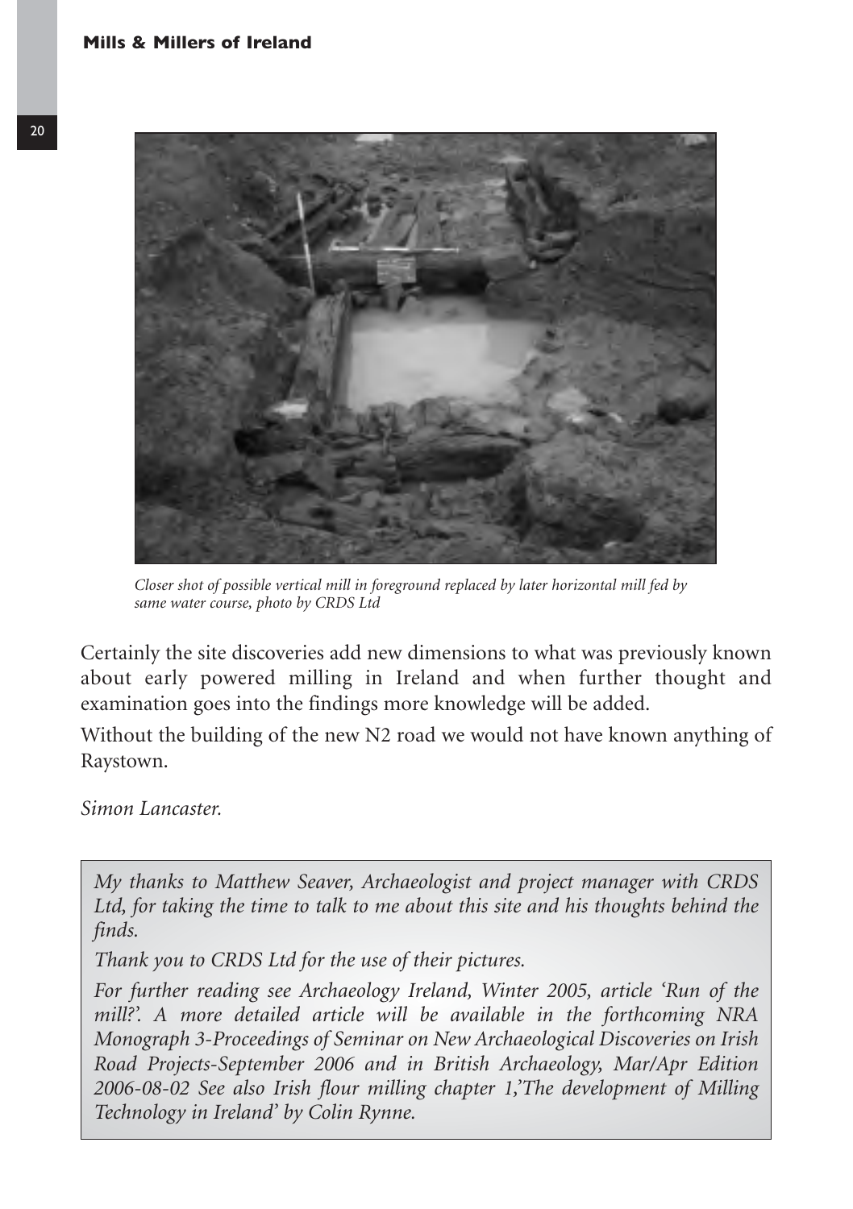*Closer shot of possible vertical mill in foreground replaced by later horizontal mill fed by same water course, photo by CRDS Ltd*

Certainly the site discoveries add new dimensions to what was previously known about early powered milling in Ireland and when further thought and examination goes into the findings more knowledge will be added.

Without the building of the new N2 road we would not have known anything of Raystown.

*Simon Lancaster.*

*My thanks to Matthew Seaver, Archaeologist and project manager with CRDS Ltd, for taking the time to talk to me about this site and his thoughts behind the finds.*

*Thank you to CRDS Ltd for the use of their pictures.*

*For further reading see Archaeology Ireland, Winter 2005, article 'Run of the mill?'. A more detailed article will be available in the forthcoming NRA Monograph 3-Proceedings of Seminar on New Archaeological Discoveries on Irish Road Projects-September 2006 and in British Archaeology, Mar/Apr Edition 2006-08-02 See also Irish flour milling chapter 1,'The development of Milling Technology in Ireland' by Colin Rynne.*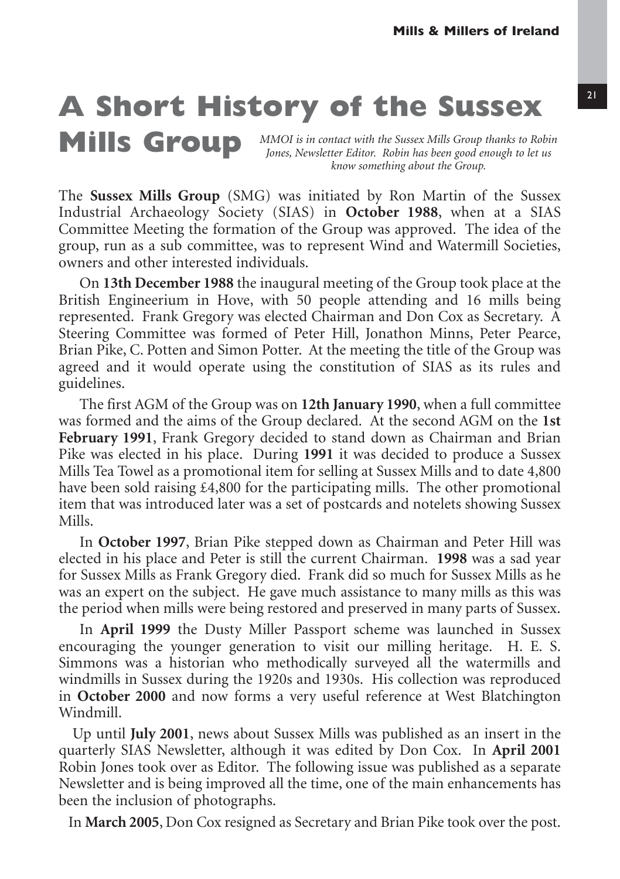# A Short History of the Sussex Mills Group

*MMOI is in contact with the Sussex Mills Group thanks to Robin Jones, Newsletter Editor. Robin has been good enough to let us know something about the Group.*

The **Sussex Mills Group** (SMG) was initiated by Ron Martin of the Sussex Industrial Archaeology Society (SIAS) in **October 1988**, when at a SIAS Committee Meeting the formation of the Group was approved. The idea of the group, run as a sub committee, was to represent Wind and Watermill Societies, owners and other interested individuals.

On **13th December 1988** the inaugural meeting of the Group took place at the British Engineerium in Hove, with 50 people attending and 16 mills being represented. Frank Gregory was elected Chairman and Don Cox as Secretary. A Steering Committee was formed of Peter Hill, Jonathon Minns, Peter Pearce, Brian Pike, C. Potten and Simon Potter. At the meeting the title of the Group was agreed and it would operate using the constitution of SIAS as its rules and guidelines.

The first AGM of the Group was on **12th January 1990**, when a full committee was formed and the aims of the Group declared. At the second AGM on the **1st February 1991**, Frank Gregory decided to stand down as Chairman and Brian Pike was elected in his place. During **1991** it was decided to produce a Sussex Mills Tea Towel as a promotional item for selling at Sussex Mills and to date 4,800 have been sold raising £4,800 for the participating mills. The other promotional item that was introduced later was a set of postcards and notelets showing Sussex Mills.

In **October 1997**, Brian Pike stepped down as Chairman and Peter Hill was elected in his place and Peter is still the current Chairman. **1998** was a sad year for Sussex Mills as Frank Gregory died. Frank did so much for Sussex Mills as he was an expert on the subject. He gave much assistance to many mills as this was the period when mills were being restored and preserved in many parts of Sussex.

In **April 1999** the Dusty Miller Passport scheme was launched in Sussex encouraging the younger generation to visit our milling heritage. H. E. S. Simmons was a historian who methodically surveyed all the watermills and windmills in Sussex during the 1920s and 1930s. His collection was reproduced in **October 2000** and now forms a very useful reference at West Blatchington Windmill.

Up until **July 2001**, news about Sussex Mills was published as an insert in the quarterly SIAS Newsletter, although it was edited by Don Cox. In **April 2001** Robin Jones took over as Editor. The following issue was published as a separate Newsletter and is being improved all the time, one of the main enhancements has been the inclusion of photographs.

In **March 2005**, Don Cox resigned as Secretary and Brian Pike took over the post.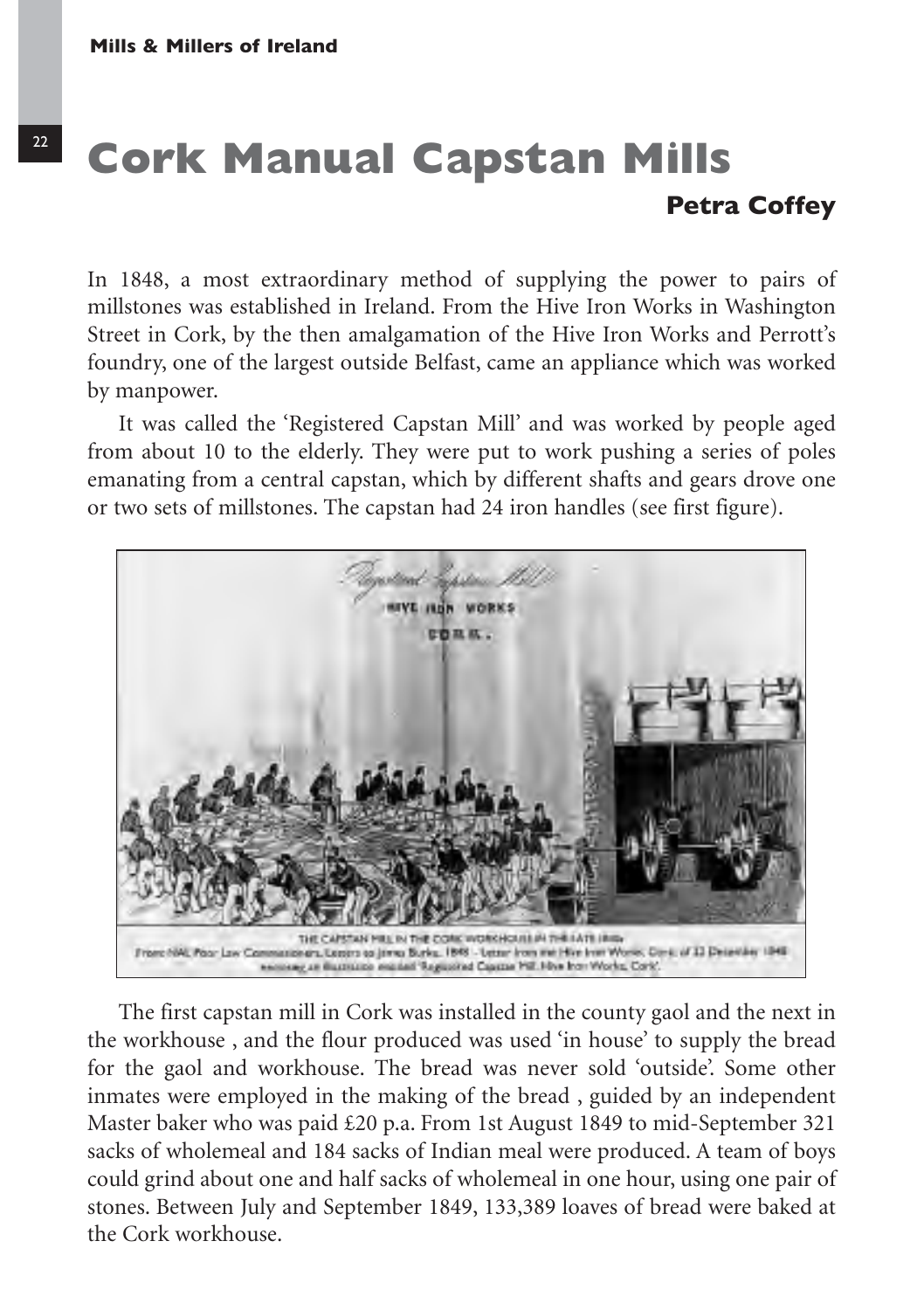# Cork Manual Capstan Mills

**Petra Coffey**

In 1848, a most extraordinary method of supplying the power to pairs of millstones was established in Ireland. From the Hive Iron Works in Washington Street in Cork, by the then amalgamation of the Hive Iron Works and Perrott's foundry, one of the largest outside Belfast, came an appliance which was worked by manpower.

It was called the 'Registered Capstan Mill' and was worked by people aged from about 10 to the elderly. They were put to work pushing a series of poles emanating from a central capstan, which by different shafts and gears drove one or two sets of millstones. The capstan had 24 iron handles (see first figure).

THE CAPSTAN MILL IN THE CORK WORKHOUSE IN THE LATE 1840s
From NAI, Poor Law Commissioners, Letters to James Burke, 1848 - Letter from the Hive Iron Works, Cork, of 22 December 1848 enclosing an illustration entitled 'Registered Capstan Mill, Hive Iron Works, Cork'.

The first capstan mill in Cork was installed in the county gaol and the next in the workhouse , and the flour produced was used 'in house' to supply the bread for the gaol and workhouse. The bread was never sold 'outside'. Some other inmates were employed in the making of the bread , guided by an independent Master baker who was paid £20 p.a. From 1st August 1849 to mid-September 321 sacks of wholemeal and 184 sacks of Indian meal were produced. A team of boys could grind about one and half sacks of wholemeal in one hour, using one pair of stones. Between July and September 1849, 133,389 loaves of bread were baked at the Cork workhouse.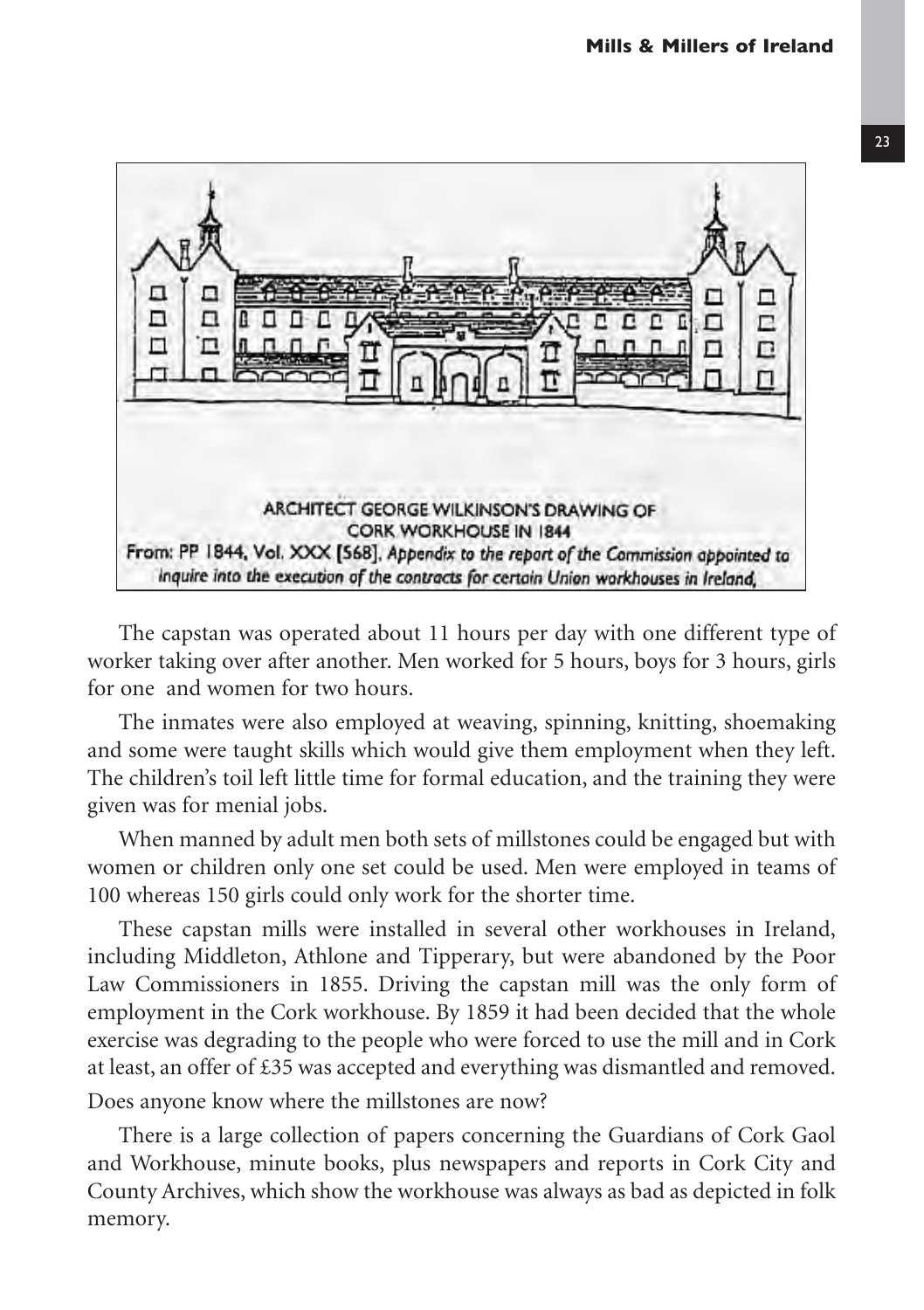ARCHITECT GEORGE WILKINSON'S DRAWING OF CORK WORKHOUSE IN 1844
From: PP 1844, Vol. XXX [568], *Appendix to the report of the Commission appointed to inquire into the execution of the contracts for certain Union workhouses in Ireland,*

The capstan was operated about 11 hours per day with one different type of worker taking over after another. Men worked for 5 hours, boys for 3 hours, girls for one and women for two hours.

The inmates were also employed at weaving, spinning, knitting, shoemaking and some were taught skills which would give them employment when they left. The children's toil left little time for formal education, and the training they were given was for menial jobs.

When manned by adult men both sets of millstones could be engaged but with women or children only one set could be used. Men were employed in teams of 100 whereas 150 girls could only work for the shorter time.

These capstan mills were installed in several other workhouses in Ireland, including Middleton, Athlone and Tipperary, but were abandoned by the Poor Law Commissioners in 1855. Driving the capstan mill was the only form of employment in the Cork workhouse. By 1859 it had been decided that the whole exercise was degrading to the people who were forced to use the mill and in Cork at least, an offer of £35 was accepted and everything was dismantled and removed.

Does anyone know where the millstones are now?

There is a large collection of papers concerning the Guardians of Cork Gaol and Workhouse, minute books, plus newspapers and reports in Cork City and County Archives, which show the workhouse was always as bad as depicted in folk memory.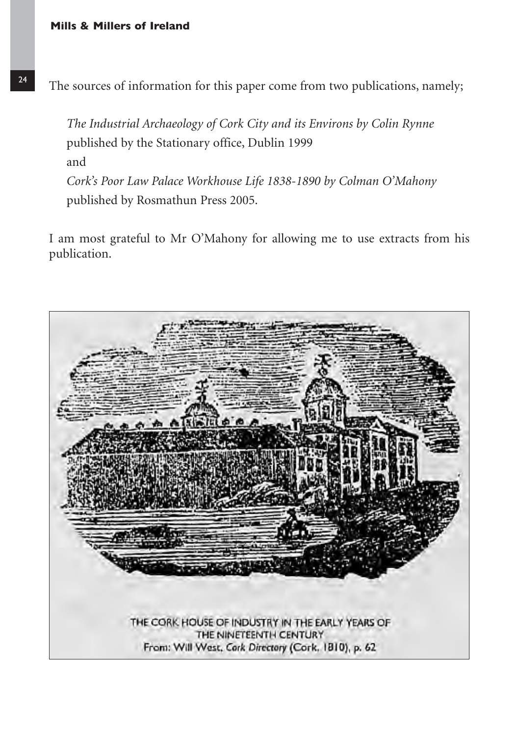The sources of information for this paper come from two publications, namely;

*The Industrial Archaeology of Cork City and its Environs by Colin Rynne* published by the Stationary office, Dublin 1999

and

*Cork's Poor Law Palace Workhouse Life 1838-1890 by Colman O'Mahony* published by Rosmathun Press 2005.

I am most grateful to Mr O'Mahony for allowing me to use extracts from his publication.

THE CORK HOUSE OF INDUSTRY IN THE EARLY YEARS OF THE NINETEENTH CENTURY
From: Will West, *Cork Directory* (Cork, 1810), p. 62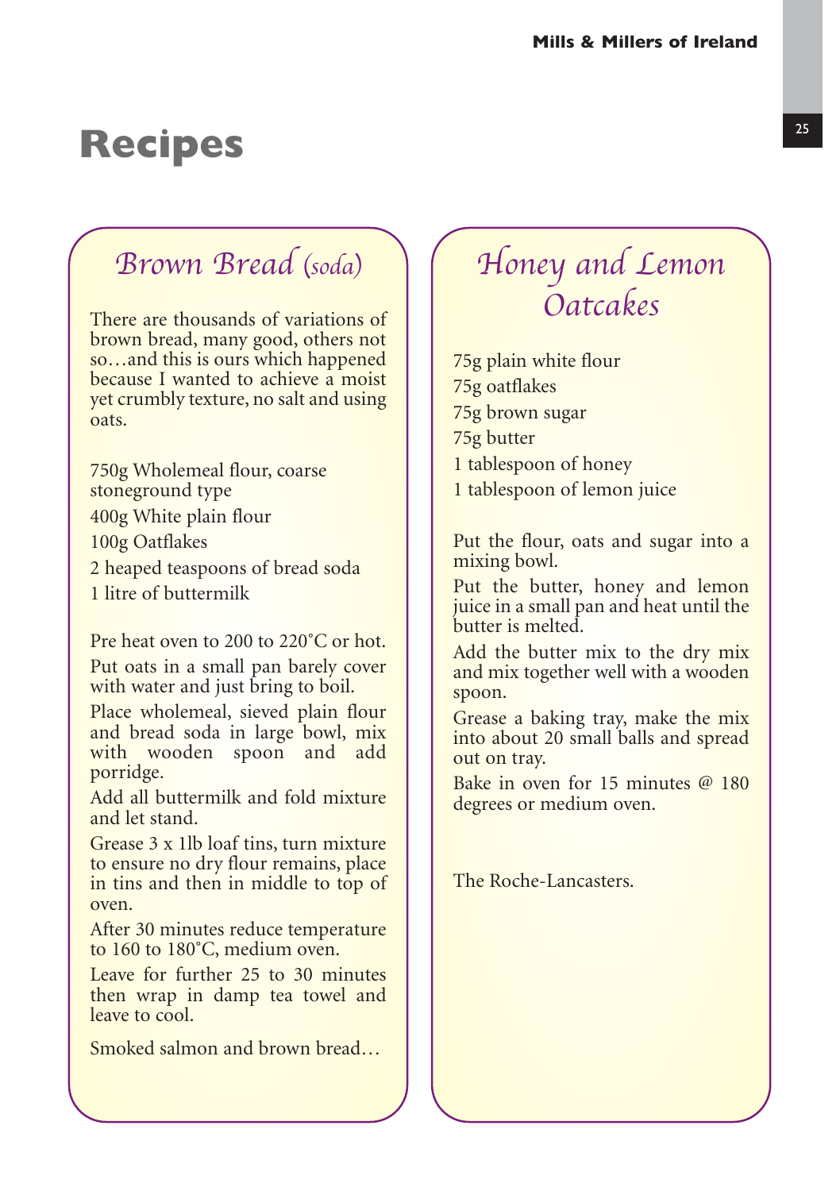# Recipes

## Brown Bread (soda)

There are thousands of variations of brown bread, many good, others not so…and this is ours which happened because I wanted to achieve a moist yet crumbly texture, no salt and using oats.

750g Wholemeal flour, coarse stoneground type

400g White plain flour

100g Oatflakes

2 heaped teaspoons of bread soda

1 litre of buttermilk

Pre heat oven to 200 to 220˚C or hot.

Put oats in a small pan barely cover with water and just bring to boil.

Place wholemeal, sieved plain flour and bread soda in large bowl, mix with wooden spoon and add porridge.

Add all buttermilk and fold mixture and let stand.

Grease 3 x 1lb loaf tins, turn mixture to ensure no dry flour remains, place in tins and then in middle to top of oven.

After 30 minutes reduce temperature to 160 to 180˚C, medium oven.

Leave for further 25 to 30 minutes then wrap in damp tea towel and leave to cool.

Smoked salmon and brown bread…

## Honey and Lemon Oatcakes

75g plain white flour

75g oatflakes

75g brown sugar

75g butter

1 tablespoon of honey

1 tablespoon of lemon juice

Put the flour, oats and sugar into a mixing bowl.

Put the butter, honey and lemon juice in a small pan and heat until the butter is melted.

Add the butter mix to the dry mix and mix together well with a wooden spoon.

Grease a baking tray, make the mix into about 20 small balls and spread out on tray.

Bake in oven for 15 minutes @ 180 degrees or medium oven.

The Roche-Lancasters.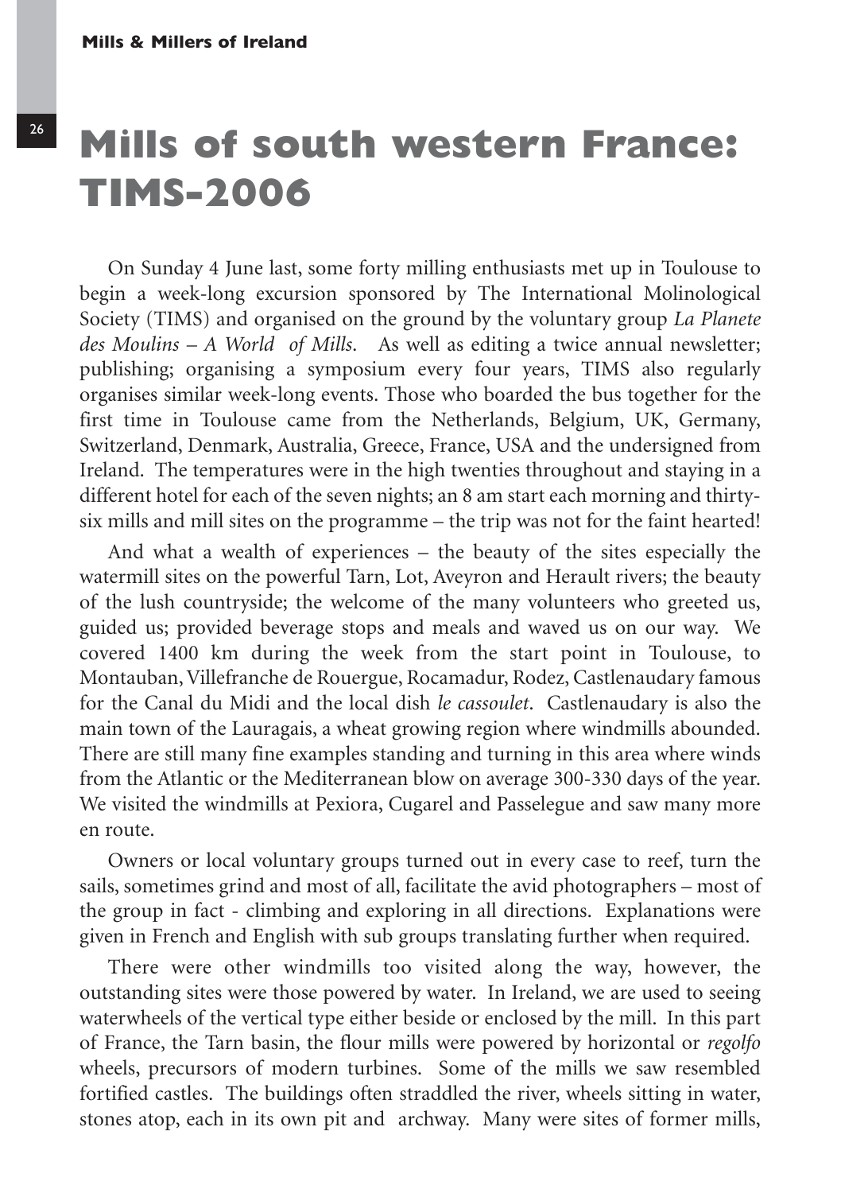# Mills of south western France: TIMS-2006

On Sunday 4 June last, some forty milling enthusiasts met up in Toulouse to begin a week-long excursion sponsored by The International Molinological Society (TIMS) and organised on the ground by the voluntary group *La Planete des Moulins – A World of Mills*. As well as editing a twice annual newsletter; publishing; organising a symposium every four years, TIMS also regularly organises similar week-long events. Those who boarded the bus together for the first time in Toulouse came from the Netherlands, Belgium, UK, Germany, Switzerland, Denmark, Australia, Greece, France, USA and the undersigned from Ireland. The temperatures were in the high twenties throughout and staying in a different hotel for each of the seven nights; an 8 am start each morning and thirty-six mills and mill sites on the programme – the trip was not for the faint hearted!

And what a wealth of experiences – the beauty of the sites especially the watermill sites on the powerful Tarn, Lot, Aveyron and Herault rivers; the beauty of the lush countryside; the welcome of the many volunteers who greeted us, guided us; provided beverage stops and meals and waved us on our way. We covered 1400 km during the week from the start point in Toulouse, to Montauban, Villefranche de Rouergue, Rocamadur, Rodez, Castlenaudary famous for the Canal du Midi and the local dish *le cassoulet*. Castlenaudary is also the main town of the Lauragais, a wheat growing region where windmills abounded. There are still many fine examples standing and turning in this area where winds from the Atlantic or the Mediterranean blow on average 300-330 days of the year. We visited the windmills at Pexiora, Cugarel and Passelegue and saw many more en route.

Owners or local voluntary groups turned out in every case to reef, turn the sails, sometimes grind and most of all, facilitate the avid photographers – most of the group in fact - climbing and exploring in all directions. Explanations were given in French and English with sub groups translating further when required.

There were other windmills too visited along the way, however, the outstanding sites were those powered by water. In Ireland, we are used to seeing waterwheels of the vertical type either beside or enclosed by the mill. In this part of France, the Tarn basin, the flour mills were powered by horizontal or *regolfo* wheels, precursors of modern turbines. Some of the mills we saw resembled fortified castles. The buildings often straddled the river, wheels sitting in water, stones atop, each in its own pit and archway. Many were sites of former mills,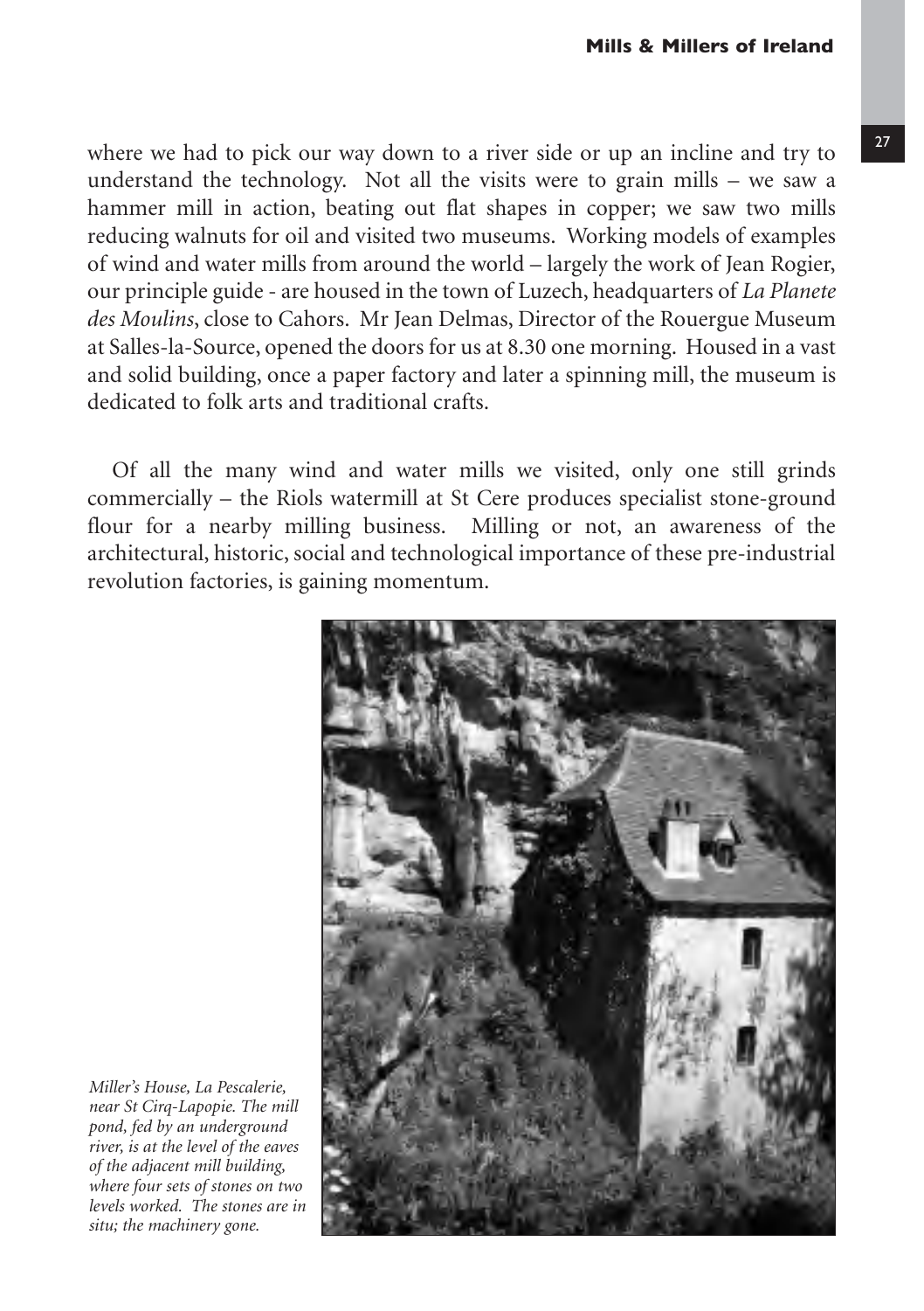where we had to pick our way down to a river side or up an incline and try to understand the technology. Not all the visits were to grain mills – we saw a hammer mill in action, beating out flat shapes in copper; we saw two mills reducing walnuts for oil and visited two museums. Working models of examples of wind and water mills from around the world – largely the work of Jean Rogier, our principle guide - are housed in the town of Luzech, headquarters of *La Planete des Moulins*, close to Cahors. Mr Jean Delmas, Director of the Rouergue Museum at Salles-la-Source, opened the doors for us at 8.30 one morning. Housed in a vast and solid building, once a paper factory and later a spinning mill, the museum is dedicated to folk arts and traditional crafts.

Of all the many wind and water mills we visited, only one still grinds commercially – the Riols watermill at St Cere produces specialist stone-ground flour for a nearby milling business. Milling or not, an awareness of the architectural, historic, social and technological importance of these pre-industrial revolution factories, is gaining momentum.

*Miller's House, La Pescalerie, near St Cirq-Lapopie. The mill pond, fed by an underground river, is at the level of the eaves of the adjacent mill building, where four sets of stones on two levels worked. The stones are in situ; the machinery gone.*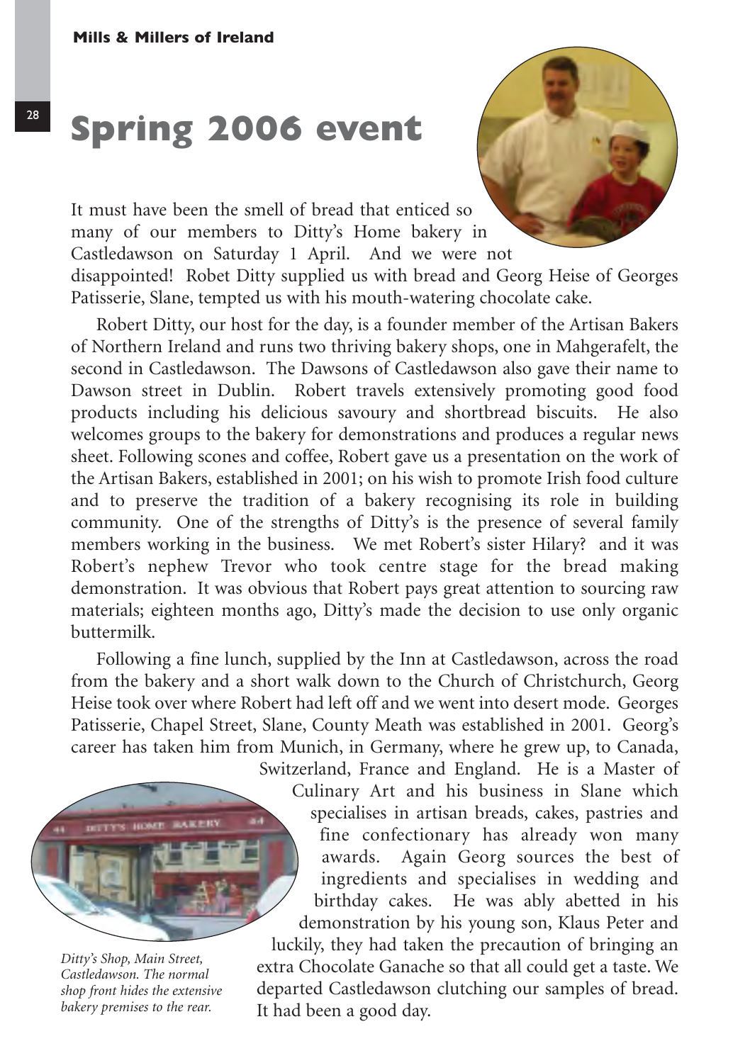# Spring 2006 event

It must have been the smell of bread that enticed so many of our members to Ditty's Home bakery in Castledawson on Saturday 1 April. And we were not disappointed! Robet Ditty supplied us with bread and Georg Heise of Georges Patisserie, Slane, tempted us with his mouth-watering chocolate cake.

Robert Ditty, our host for the day, is a founder member of the Artisan Bakers of Northern Ireland and runs two thriving bakery shops, one in Mahgerafelt, the second in Castledawson. The Dawsons of Castledawson also gave their name to Dawson street in Dublin. Robert travels extensively promoting good food products including his delicious savoury and shortbread biscuits. He also welcomes groups to the bakery for demonstrations and produces a regular news sheet. Following scones and coffee, Robert gave us a presentation on the work of the Artisan Bakers, established in 2001; on his wish to promote Irish food culture and to preserve the tradition of a bakery recognising its role in building community. One of the strengths of Ditty's is the presence of several family members working in the business. We met Robert's sister Hilary? and it was Robert's nephew Trevor who took centre stage for the bread making demonstration. It was obvious that Robert pays great attention to sourcing raw materials; eighteen months ago, Ditty's made the decision to use only organic buttermilk.

Following a fine lunch, supplied by the Inn at Castledawson, across the road from the bakery and a short walk down to the Church of Christchurch, Georg Heise took over where Robert had left off and we went into desert mode. Georges Patisserie, Chapel Street, Slane, County Meath was established in 2001. Georg's career has taken him from Munich, in Germany, where he grew up, to Canada, Switzerland, France and England. He is a Master of Culinary Art and his business in Slane which specialises in artisan breads, cakes, pastries and fine confectionary has already won many awards. Again Georg sources the best of ingredients and specialises in wedding and birthday cakes. He was ably abetted in his demonstration by his young son, Klaus Peter and luckily, they had taken the precaution of bringing an extra Chocolate Ganache so that all could get a taste. We departed Castledawson clutching our samples of bread. It had been a good day.

*Ditty's Shop, Main Street, Castledawson. The normal shop front hides the extensive bakery premises to the rear.*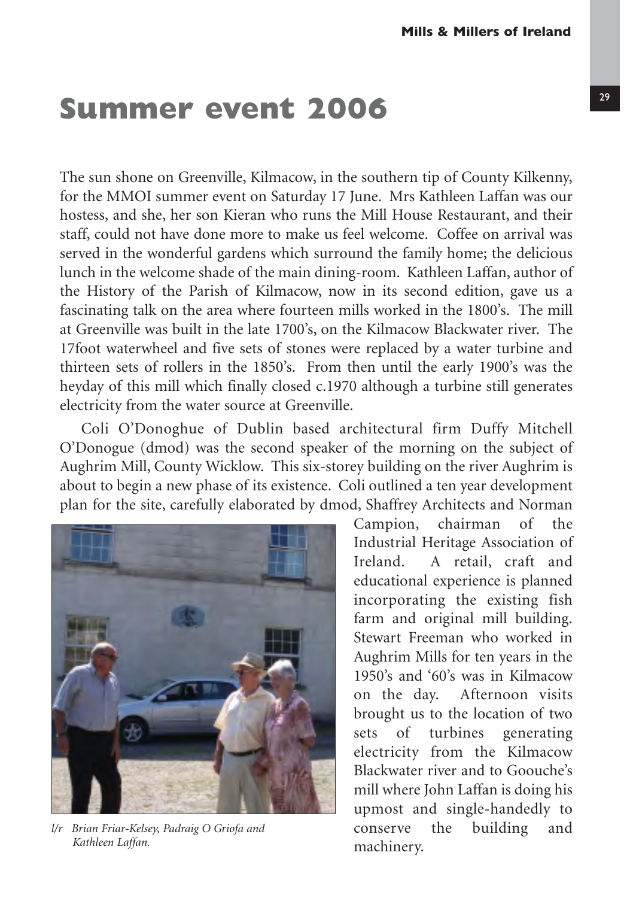# Summer event 2006

The sun shone on Greenville, Kilmacow, in the southern tip of County Kilkenny, for the MMOI summer event on Saturday 17 June. Mrs Kathleen Laffan was our hostess, and she, her son Kieran who runs the Mill House Restaurant, and their staff, could not have done more to make us feel welcome. Coffee on arrival was served in the wonderful gardens which surround the family home; the delicious lunch in the welcome shade of the main dining-room. Kathleen Laffan, author of the History of the Parish of Kilmacow, now in its second edition, gave us a fascinating talk on the area where fourteen mills worked in the 1800's. The mill at Greenville was built in the late 1700's, on the Kilmacow Blackwater river. The 17foot waterwheel and five sets of stones were replaced by a water turbine and thirteen sets of rollers in the 1850's. From then until the early 1900's was the heyday of this mill which finally closed c.1970 although a turbine still generates electricity from the water source at Greenville.

Coli O'Donoghue of Dublin based architectural firm Duffy Mitchell O'Donogue (dmod) was the second speaker of the morning on the subject of Aughrim Mill, County Wicklow. This six-storey building on the river Aughrim is about to begin a new phase of its existence. Coli outlined a ten year development plan for the site, carefully elaborated by dmod, Shaffrey Architects and Norman Campion, chairman of the Industrial Heritage Association of Ireland. A retail, craft and educational experience is planned incorporating the existing fish farm and original mill building. Stewart Freeman who worked in Aughrim Mills for ten years in the 1950's and '60's was in Kilmacow on the day. Afternoon visits brought us to the location of two sets of turbines generating electricity from the Kilmacow Blackwater river and to Goouche's mill where John Laffan is doing his upmost and single-handedly to conserve the building and machinery.

*l/r Brian Friar-Kelsey, Padraig O Griofa and Kathleen Laffan.*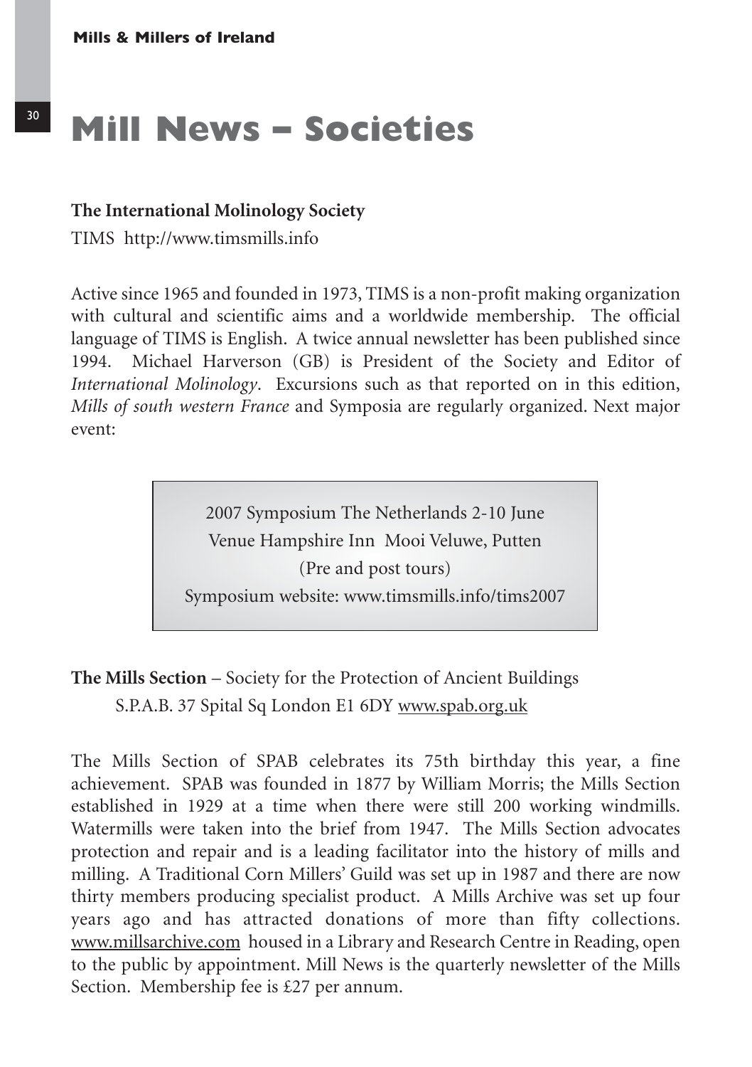# Mill News – Societies

**The International Molinology Society**

TIMS http://www.timsmills.info

Active since 1965 and founded in 1973, TIMS is a non-profit making organization with cultural and scientific aims and a worldwide membership. The official language of TIMS is English. A twice annual newsletter has been published since 1994. Michael Harverson (GB) is President of the Society and Editor of *International Molinology*. Excursions such as that reported on in this edition, *Mills of south western France* and Symposia are regularly organized. Next major event:

> 2007 Symposium The Netherlands 2-10 June
> Venue Hampshire Inn Mooi Veluwe, Putten
> (Pre and post tours)
> Symposium website: www.timsmills.info/tims2007

**The Mills Section** – Society for the Protection of Ancient Buildings
S.P.A.B. 37 Spital Sq London E1 6DY www.spab.org.uk

The Mills Section of SPAB celebrates its 75th birthday this year, a fine achievement. SPAB was founded in 1877 by William Morris; the Mills Section established in 1929 at a time when there were still 200 working windmills. Watermills were taken into the brief from 1947. The Mills Section advocates protection and repair and is a leading facilitator into the history of mills and milling. A Traditional Corn Millers' Guild was set up in 1987 and there are now thirty members producing specialist product. A Mills Archive was set up four years ago and has attracted donations of more than fifty collections. www.millsarchive.com housed in a Library and Research Centre in Reading, open to the public by appointment. Mill News is the quarterly newsletter of the Mills Section. Membership fee is £27 per annum.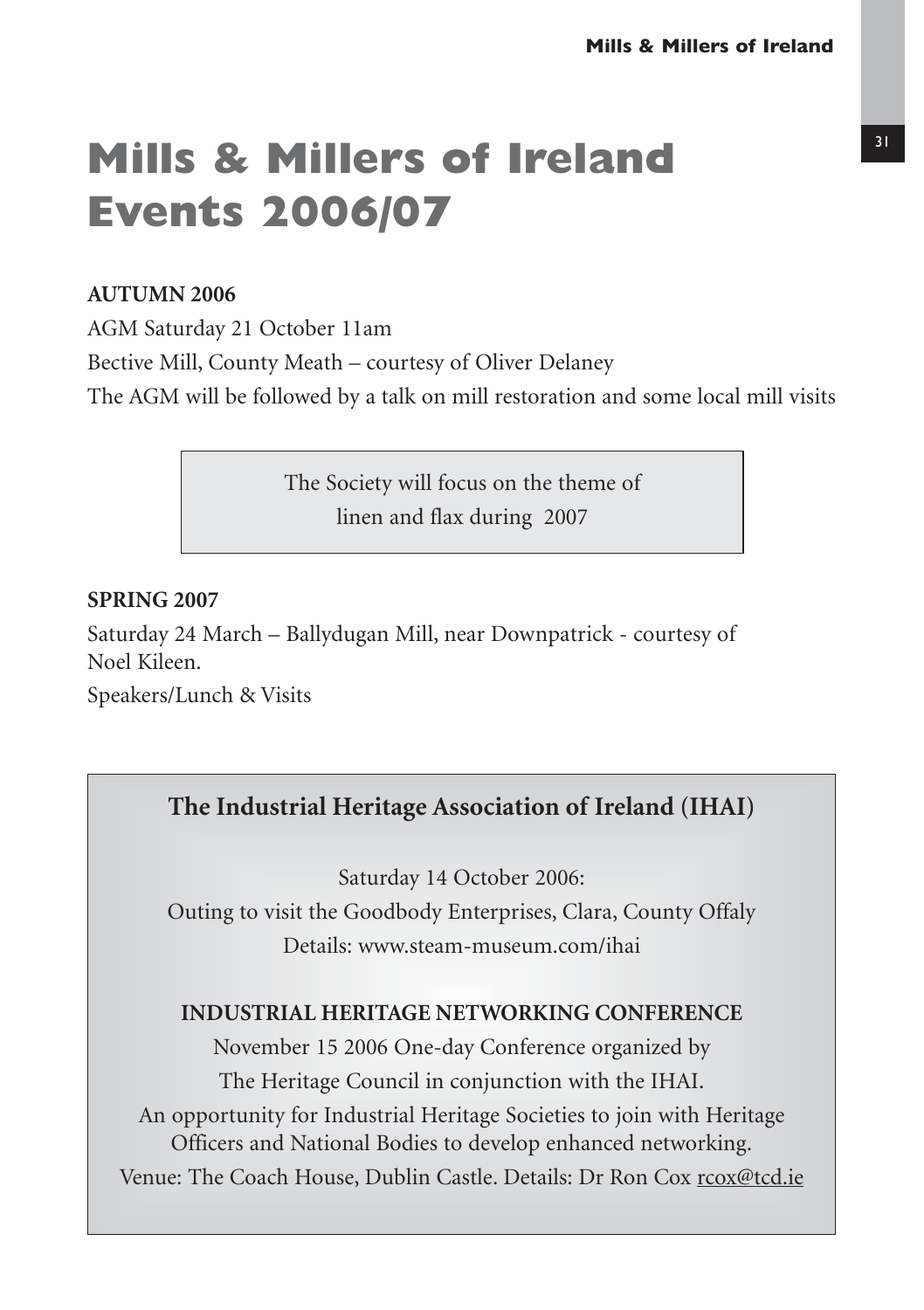# Mills & Millers of Ireland Events 2006/07

**AUTUMN 2006**

AGM Saturday 21 October 11am

Bective Mill, County Meath – courtesy of Oliver Delaney

The AGM will be followed by a talk on mill restoration and some local mill visits

The Society will focus on the theme of linen and flax during 2007

**SPRING 2007**

Saturday 24 March – Ballydugan Mill, near Downpatrick - courtesy of Noel Kileen.

Speakers/Lunch & Visits

## The Industrial Heritage Association of Ireland (IHAI)

Saturday 14 October 2006:
Outing to visit the Goodbody Enterprises, Clara, County Offaly
Details: www.steam-museum.com/ihai

**INDUSTRIAL HERITAGE NETWORKING CONFERENCE**

November 15 2006 One-day Conference organized by The Heritage Council in conjunction with the IHAI.

An opportunity for Industrial Heritage Societies to join with Heritage Officers and National Bodies to develop enhanced networking.

Venue: The Coach House, Dublin Castle. Details: Dr Ron Cox rcox@tcd.ie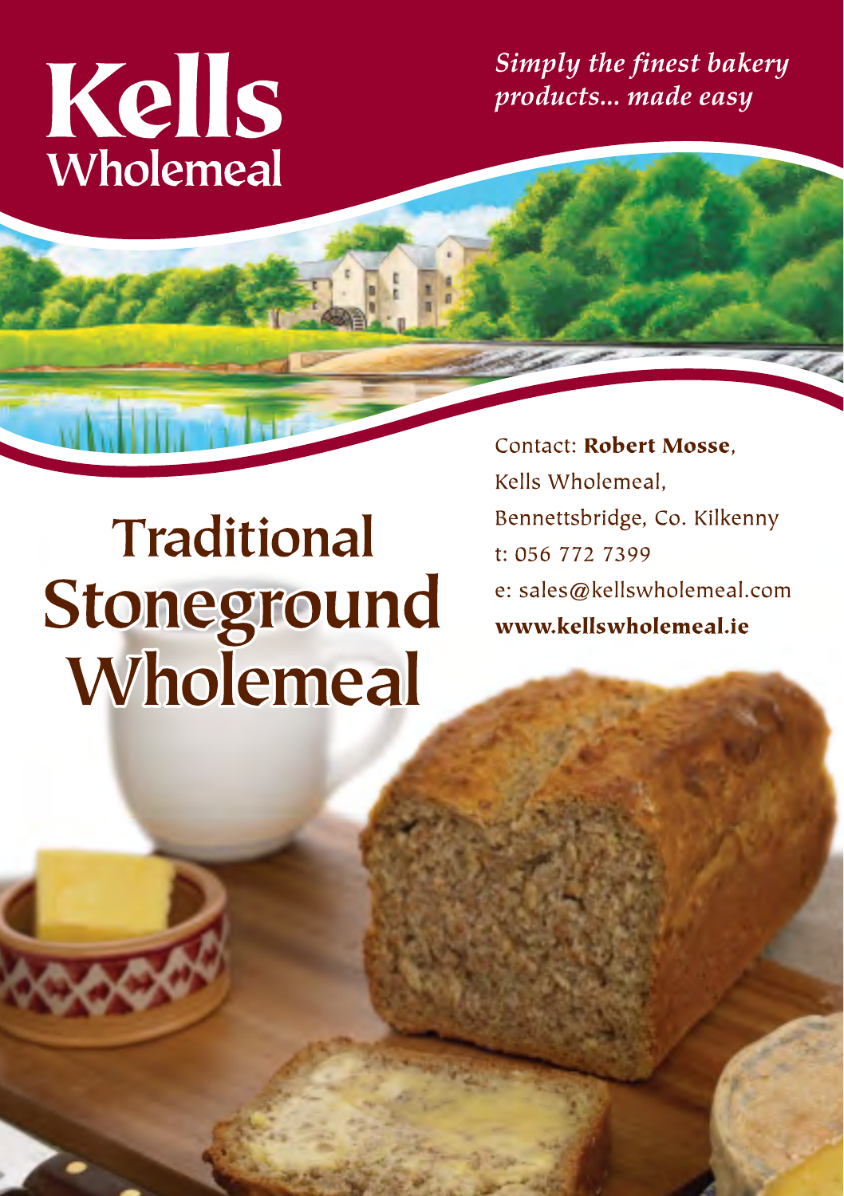# Kells Wholemeal

*Simply the finest bakery products... made easy*

# Traditional Stoneground Wholemeal

Contact: **Robert Mosse**,
Kells Wholemeal,
Bennettsbridge, Co. Kilkenny
t: 056 772 7399
e: sales@kellswholemeal.com
**www.kellswholemeal.ie**